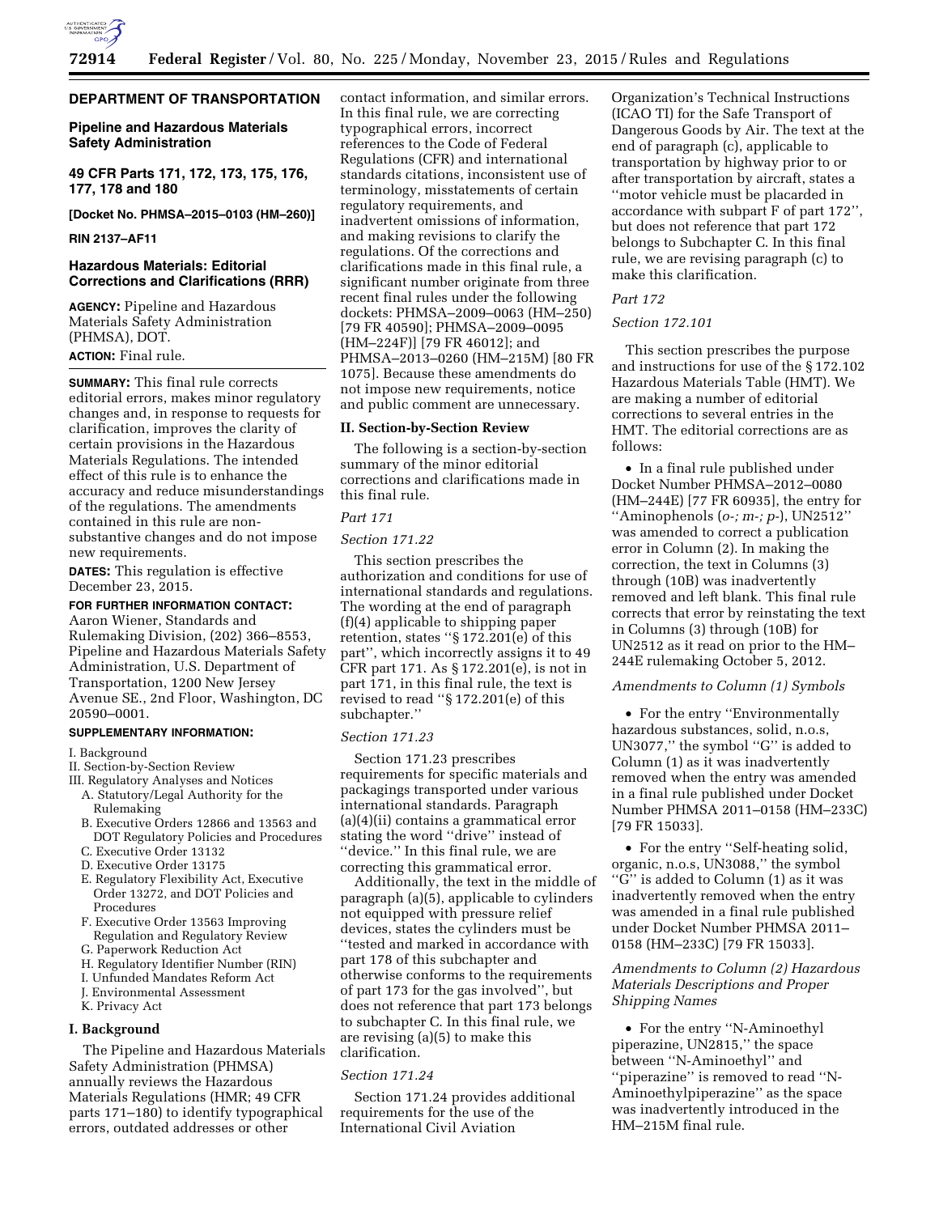## DEPARTMENT OF TRANSPORTATION

### Pipeline and Hazardous Materials Safety Administration

### 49 CFR Parts 171, 172, 173, 175, 176, 177, 178 and 180

**[Docket No. PHMSA–2015–0103 (HM–260)]**

**RIN 2137–AF11**

### Hazardous Materials: Editorial Corrections and Clarifications (RRR)

**AGENCY:** Pipeline and Hazardous Materials Safety Administration (PHMSA), DOT.

**ACTION:** Final rule.

**SUMMARY:** This final rule corrects editorial errors, makes minor regulatory changes and, in response to requests for clarification, improves the clarity of certain provisions in the Hazardous Materials Regulations. The intended effect of this rule is to enhance the accuracy and reduce misunderstandings of the regulations. The amendments contained in this rule are non-substantive changes and do not impose new requirements.

**DATES:** This regulation is effective December 23, 2015.

**FOR FURTHER INFORMATION CONTACT:** Aaron Wiener, Standards and Rulemaking Division, (202) 366–8553, Pipeline and Hazardous Materials Safety Administration, U.S. Department of Transportation, 1200 New Jersey Avenue SE., 2nd Floor, Washington, DC 20590–0001.

**SUPPLEMENTARY INFORMATION:**

I. Background
II. Section-by-Section Review
III. Regulatory Analyses and Notices
- A. Statutory/Legal Authority for the Rulemaking
- B. Executive Orders 12866 and 13563 and DOT Regulatory Policies and Procedures
- C. Executive Order 13132
- D. Executive Order 13175
- E. Regulatory Flexibility Act, Executive Order 13272, and DOT Policies and Procedures
- F. Executive Order 13563 Improving Regulation and Regulatory Review
- G. Paperwork Reduction Act
- H. Regulatory Identifier Number (RIN)
- I. Unfunded Mandates Reform Act
- J. Environmental Assessment
- K. Privacy Act

## I. Background

The Pipeline and Hazardous Materials Safety Administration (PHMSA) annually reviews the Hazardous Materials Regulations (HMR; 49 CFR parts 171–180) to identify typographical errors, outdated addresses or other contact information, and similar errors. In this final rule, we are correcting typographical errors, incorrect references to the Code of Federal Regulations (CFR) and international standards citations, inconsistent use of terminology, misstatements of certain regulatory requirements, and inadvertent omissions of information, and making revisions to clarify the regulations. Of the corrections and clarifications made in this final rule, a significant number originate from three recent final rules under the following dockets: PHMSA–2009–0063 (HM–250) [79 FR 40590]; PHMSA–2009–0095 (HM–224F)] [79 FR 46012]; and PHMSA–2013–0260 (HM–215M) [80 FR 1075]. Because these amendments do not impose new requirements, notice and public comment are unnecessary.

## II. Section-by-Section Review

The following is a section-by-section summary of the minor editorial corrections and clarifications made in this final rule.

*Part 171*

*Section 171.22*

This section prescribes the authorization and conditions for use of international standards and regulations. The wording at the end of paragraph (f)(4) applicable to shipping paper retention, states "§ 172.201(e) of this part", which incorrectly assigns it to 49 CFR part 171. As § 172.201(e), is not in part 171, in this final rule, the text is revised to read "§ 172.201(e) of this subchapter."

*Section 171.23*

Section 171.23 prescribes requirements for specific materials and packagings transported under various international standards. Paragraph (a)(4)(ii) contains a grammatical error stating the word "drive" instead of "device." In this final rule, we are correcting this grammatical error.

Additionally, the text in the middle of paragraph (a)(5), applicable to cylinders not equipped with pressure relief devices, states the cylinders must be "tested and marked in accordance with part 178 of this subchapter and otherwise conforms to the requirements of part 173 for the gas involved", but does not reference that part 173 belongs to subchapter C. In this final rule, we are revising (a)(5) to make this clarification.

*Section 171.24*

Section 171.24 provides additional requirements for the use of the International Civil Aviation Organization's Technical Instructions (ICAO TI) for the Safe Transport of Dangerous Goods by Air. The text at the end of paragraph (c), applicable to transportation by highway prior to or after transportation by aircraft, states a "motor vehicle must be placarded in accordance with subpart F of part 172", but does not reference that part 172 belongs to Subchapter C. In this final rule, we are revising paragraph (c) to make this clarification.

*Part 172*

*Section 172.101*

This section prescribes the purpose and instructions for use of the § 172.102 Hazardous Materials Table (HMT). We are making a number of editorial corrections to several entries in the HMT. The editorial corrections are as follows:

- In a final rule published under Docket Number PHMSA–2012–0080 (HM–244E) [77 FR 60935], the entry for "Aminophenols (*o-; m-; p-*), UN2512" was amended to correct a publication error in Column (2). In making the correction, the text in Columns (3) through (10B) was inadvertently removed and left blank. This final rule corrects that error by reinstating the text in Columns (3) through (10B) for UN2512 as it read on prior to the HM–244E rulemaking October 5, 2012.

*Amendments to Column (1) Symbols*

- For the entry "Environmentally hazardous substances, solid, n.o.s, UN3077," the symbol "G" is added to Column (1) as it was inadvertently removed when the entry was amended in a final rule published under Docket Number PHMSA 2011–0158 (HM–233C) [79 FR 15033].

- For the entry "Self-heating solid, organic, n.o.s, UN3088," the symbol "G" is added to Column (1) as it was inadvertently removed when the entry was amended in a final rule published under Docket Number PHMSA 2011–0158 (HM–233C) [79 FR 15033].

*Amendments to Column (2) Hazardous Materials Descriptions and Proper Shipping Names*

- For the entry "N-Aminoethyl piperazine, UN2815," the space between "N-Aminoethyl" and "piperazine" is removed to read "N-Aminoethylpiperazine" as the space was inadvertently introduced in the HM–215M final rule.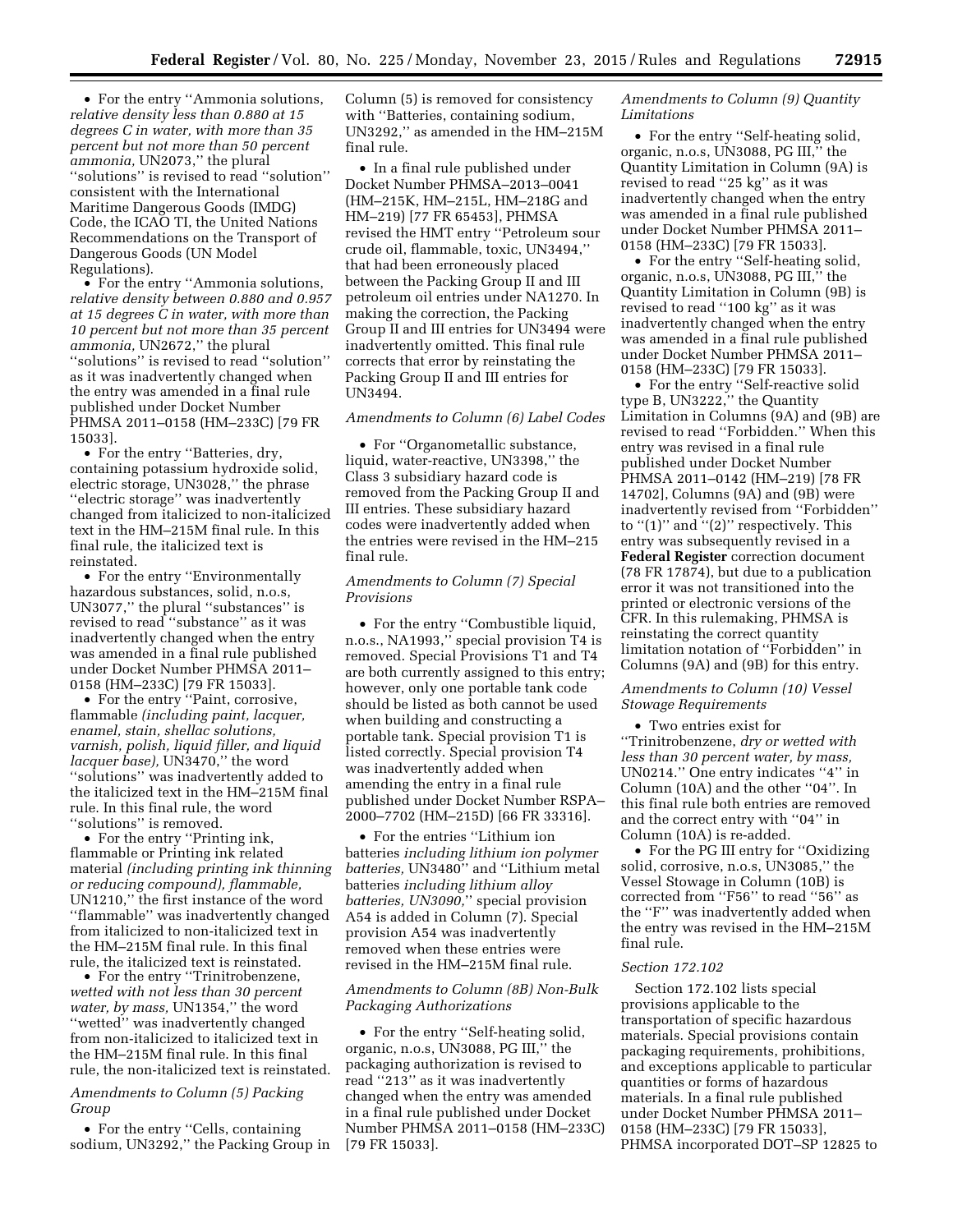- For the entry ''Ammonia solutions, *relative density less than 0.880 at 15 degrees C in water, with more than 35 percent but not more than 50 percent ammonia,* UN2073,'' the plural ''solutions'' is revised to read ''solution'' consistent with the International Maritime Dangerous Goods (IMDG) Code, the ICAO TI, the United Nations Recommendations on the Transport of Dangerous Goods (UN Model Regulations).
- For the entry ''Ammonia solutions, *relative density between 0.880 and 0.957 at 15 degrees C in water, with more than 10 percent but not more than 35 percent ammonia,* UN2672,'' the plural ''solutions'' is revised to read ''solution'' as it was inadvertently changed when the entry was amended in a final rule published under Docket Number PHMSA 2011–0158 (HM–233C) [79 FR 15033].
- For the entry ''Batteries, dry, containing potassium hydroxide solid, electric storage, UN3028,'' the phrase ''electric storage'' was inadvertently changed from italicized to non-italicized text in the HM–215M final rule. In this final rule, the italicized text is reinstated.
- For the entry ''Environmentally hazardous substances, solid, n.o.s, UN3077,'' the plural ''substances'' is revised to read ''substance'' as it was inadvertently changed when the entry was amended in a final rule published under Docket Number PHMSA 2011–0158 (HM–233C) [79 FR 15033].
- For the entry ''Paint, corrosive, flammable *(including paint, lacquer, enamel, stain, shellac solutions, varnish, polish, liquid filler, and liquid lacquer base),* UN3470,'' the word ''solutions'' was inadvertently added to the italicized text in the HM–215M final rule. In this final rule, the word ''solutions'' is removed.
- For the entry ''Printing ink, flammable or Printing ink related material *(including printing ink thinning or reducing compound), flammable,* UN1210,'' the first instance of the word ''flammable'' was inadvertently changed from italicized to non-italicized text in the HM–215M final rule. In this final rule, the italicized text is reinstated.
- For the entry ''Trinitrobenzene, *wetted with not less than 30 percent water, by mass,* UN1354,'' the word ''wetted'' was inadvertently changed from non-italicized to italicized text in the HM–215M final rule. In this final rule, the non-italicized text is reinstated.

*Amendments to Column (5) Packing Group*

- For the entry ''Cells, containing sodium, UN3292,'' the Packing Group in Column (5) is removed for consistency with ''Batteries, containing sodium, UN3292,'' as amended in the HM–215M final rule.
- In a final rule published under Docket Number PHMSA–2013–0041 (HM–215K, HM–215L, HM–218G and HM–219) [77 FR 65453], PHMSA revised the HMT entry ''Petroleum sour crude oil, flammable, toxic, UN3494,'' that had been erroneously placed between the Packing Group II and III petroleum oil entries under NA1270. In making the correction, the Packing Group II and III entries for UN3494 were inadvertently omitted. This final rule corrects that error by reinstating the Packing Group II and III entries for UN3494.

*Amendments to Column (6) Label Codes*

- For ''Organometallic substance, liquid, water-reactive, UN3398,'' the Class 3 subsidiary hazard code is removed from the Packing Group II and III entries. These subsidiary hazard codes were inadvertently added when the entries were revised in the HM–215 final rule.

*Amendments to Column (7) Special Provisions*

- For the entry ''Combustible liquid, n.o.s., NA1993,'' special provision T4 is removed. Special Provisions T1 and T4 are both currently assigned to this entry; however, only one portable tank code should be listed as both cannot be used when building and constructing a portable tank. Special provision T1 is listed correctly. Special provision T4 was inadvertently added when amending the entry in a final rule published under Docket Number RSPA–2000–7702 (HM–215D) [66 FR 33316].
- For the entries ''Lithium ion batteries *including lithium ion polymer batteries,* UN3480'' and ''Lithium metal batteries *including lithium alloy batteries, UN3090,*'' special provision A54 is added in Column (7). Special provision A54 was inadvertently removed when these entries were revised in the HM–215M final rule.

*Amendments to Column (8B) Non-Bulk Packaging Authorizations*

- For the entry ''Self-heating solid, organic, n.o.s, UN3088, PG III,'' the packaging authorization is revised to read ''213'' as it was inadvertently changed when the entry was amended in a final rule published under Docket Number PHMSA 2011–0158 (HM–233C) [79 FR 15033].

*Amendments to Column (9) Quantity Limitations*

- For the entry ''Self-heating solid, organic, n.o.s, UN3088, PG III,'' the Quantity Limitation in Column (9A) is revised to read ''25 kg'' as it was inadvertently changed when the entry was amended in a final rule published under Docket Number PHMSA 2011–0158 (HM–233C) [79 FR 15033].
- For the entry ''Self-heating solid, organic, n.o.s, UN3088, PG III,'' the Quantity Limitation in Column (9B) is revised to read ''100 kg'' as it was inadvertently changed when the entry was amended in a final rule published under Docket Number PHMSA 2011–0158 (HM–233C) [79 FR 15033].
- For the entry ''Self-reactive solid type B, UN3222,'' the Quantity Limitation in Columns (9A) and (9B) are revised to read ''Forbidden.'' When this entry was revised in a final rule published under Docket Number PHMSA 2011–0142 (HM–219) [78 FR 14702], Columns (9A) and (9B) were inadvertently revised from ''Forbidden'' to ''(1)'' and ''(2)'' respectively. This entry was subsequently revised in a **Federal Register** correction document (78 FR 17874), but due to a publication error it was not transitioned into the printed or electronic versions of the CFR. In this rulemaking, PHMSA is reinstating the correct quantity limitation notation of ''Forbidden'' in Columns (9A) and (9B) for this entry.

*Amendments to Column (10) Vessel Stowage Requirements*

- Two entries exist for ''Trinitrobenzene, *dry or wetted with less than 30 percent water, by mass,* UN0214.'' One entry indicates ''4'' in Column (10A) and the other ''04''. In this final rule both entries are removed and the correct entry with ''04'' in Column (10A) is re-added.
- For the PG III entry for ''Oxidizing solid, corrosive, n.o.s, UN3085,'' the Vessel Stowage in Column (10B) is corrected from ''F56'' to read ''56'' as the ''F'' was inadvertently added when the entry was revised in the HM–215M final rule.

*Section 172.102*

Section 172.102 lists special provisions applicable to the transportation of specific hazardous materials. Special provisions contain packaging requirements, prohibitions, and exceptions applicable to particular quantities or forms of hazardous materials. In a final rule published under Docket Number PHMSA 2011–0158 (HM–233C) [79 FR 15033], PHMSA incorporated DOT–SP 12825 to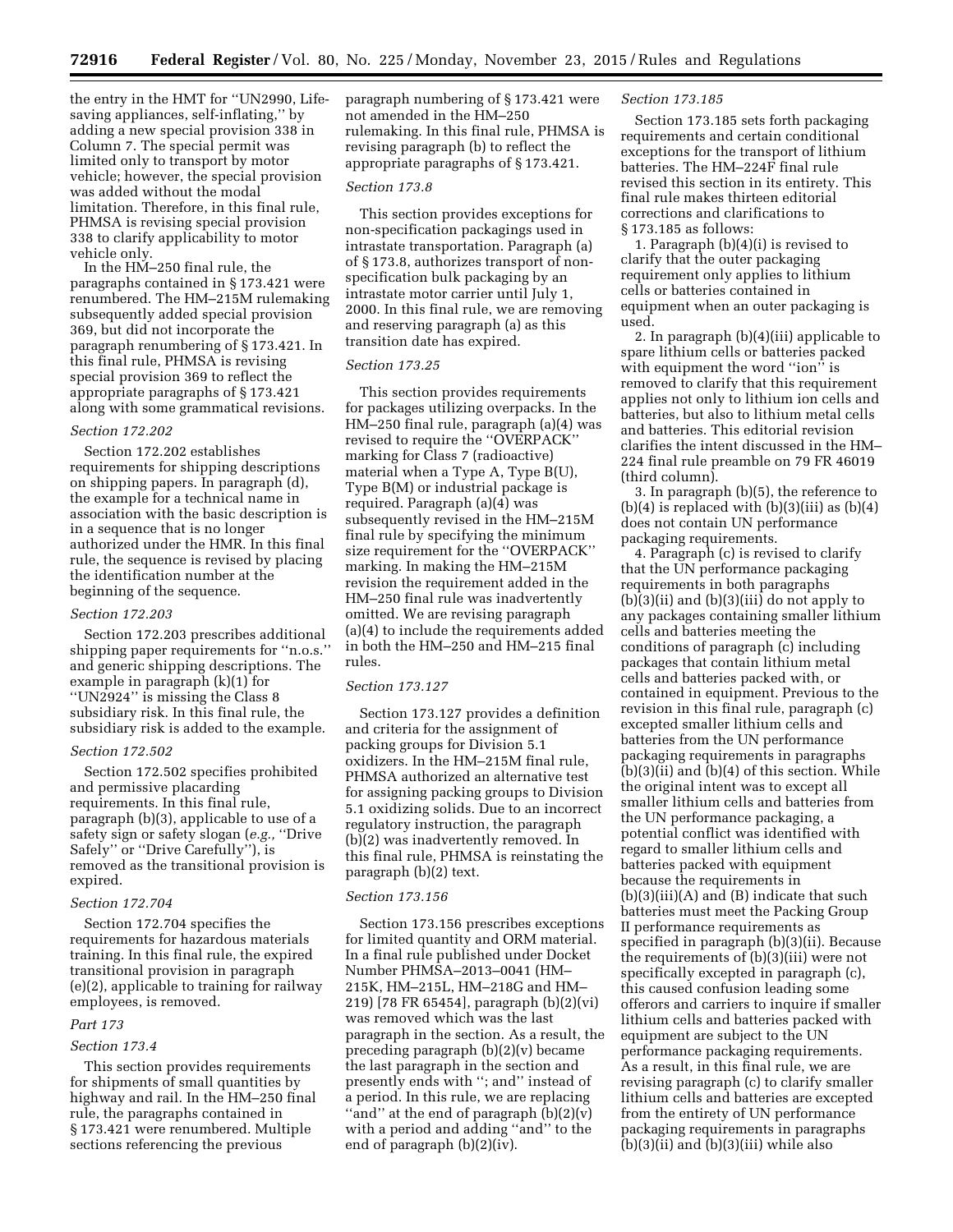the entry in the HMT for ''UN2990, Life-saving appliances, self-inflating,'' by adding a new special provision 338 in Column 7. The special permit was limited only to transport by motor vehicle; however, the special provision was added without the modal limitation. Therefore, in this final rule, PHMSA is revising special provision 338 to clarify applicability to motor vehicle only.

In the HM–250 final rule, the paragraphs contained in § 173.421 were renumbered. The HM–215M rulemaking subsequently added special provision 369, but did not incorporate the paragraph renumbering of § 173.421. In this final rule, PHMSA is revising special provision 369 to reflect the appropriate paragraphs of § 173.421 along with some grammatical revisions.

*Section 172.202*

Section 172.202 establishes requirements for shipping descriptions on shipping papers. In paragraph (d), the example for a technical name in association with the basic description is in a sequence that is no longer authorized under the HMR. In this final rule, the sequence is revised by placing the identification number at the beginning of the sequence.

*Section 172.203*

Section 172.203 prescribes additional shipping paper requirements for ''n.o.s.'' and generic shipping descriptions. The example in paragraph (k)(1) for ''UN2924'' is missing the Class 8 subsidiary risk. In this final rule, the subsidiary risk is added to the example.

*Section 172.502*

Section 172.502 specifies prohibited and permissive placarding requirements. In this final rule, paragraph (b)(3), applicable to use of a safety sign or safety slogan (*e.g.,* ''Drive Safely'' or ''Drive Carefully''), is removed as the transitional provision is expired.

*Section 172.704*

Section 172.704 specifies the requirements for hazardous materials training. In this final rule, the expired transitional provision in paragraph (e)(2), applicable to training for railway employees, is removed.

*Part 173*

*Section 173.4*

This section provides requirements for shipments of small quantities by highway and rail. In the HM–250 final rule, the paragraphs contained in § 173.421 were renumbered. Multiple sections referencing the previous paragraph numbering of § 173.421 were not amended in the HM–250 rulemaking. In this final rule, PHMSA is revising paragraph (b) to reflect the appropriate paragraphs of § 173.421.

*Section 173.8*

This section provides exceptions for non-specification packagings used in intrastate transportation. Paragraph (a) of § 173.8, authorizes transport of non-specification bulk packaging by an intrastate motor carrier until July 1, 2000. In this final rule, we are removing and reserving paragraph (a) as this transition date has expired.

*Section 173.25*

This section provides requirements for packages utilizing overpacks. In the HM–250 final rule, paragraph (a)(4) was revised to require the ''OVERPACK'' marking for Class 7 (radioactive) material when a Type A, Type B(U), Type B(M) or industrial package is required. Paragraph (a)(4) was subsequently revised in the HM–215M final rule by specifying the minimum size requirement for the ''OVERPACK'' marking. In making the HM–215M revision the requirement added in the HM–250 final rule was inadvertently omitted. We are revising paragraph (a)(4) to include the requirements added in both the HM–250 and HM–215 final rules.

*Section 173.127*

Section 173.127 provides a definition and criteria for the assignment of packing groups for Division 5.1 oxidizers. In the HM–215M final rule, PHMSA authorized an alternative test for assigning packing groups to Division 5.1 oxidizing solids. Due to an incorrect regulatory instruction, the paragraph (b)(2) was inadvertently removed. In this final rule, PHMSA is reinstating the paragraph (b)(2) text.

*Section 173.156*

Section 173.156 prescribes exceptions for limited quantity and ORM material. In a final rule published under Docket Number PHMSA–2013–0041 (HM–215K, HM–215L, HM–218G and HM–219) [78 FR 65454], paragraph (b)(2)(vi) was removed which was the last paragraph in the section. As a result, the preceding paragraph (b)(2)(v) became the last paragraph in the section and presently ends with ''; and'' instead of a period. In this rule, we are replacing ''and'' at the end of paragraph (b)(2)(v) with a period and adding ''and'' to the end of paragraph (b)(2)(iv).

*Section 173.185*

Section 173.185 sets forth packaging requirements and certain conditional exceptions for the transport of lithium batteries. The HM–224F final rule revised this section in its entirety. This final rule makes thirteen editorial corrections and clarifications to § 173.185 as follows:

1. Paragraph (b)(4)(i) is revised to clarify that the outer packaging requirement only applies to lithium cells or batteries contained in equipment when an outer packaging is used.

2. In paragraph (b)(4)(iii) applicable to spare lithium cells or batteries packed with equipment the word ''ion'' is removed to clarify that this requirement applies not only to lithium ion cells and batteries, but also to lithium metal cells and batteries. This editorial revision clarifies the intent discussed in the HM–224 final rule preamble on 79 FR 46019 (third column).

3. In paragraph (b)(5), the reference to (b)(4) is replaced with (b)(3)(iii) as (b)(4) does not contain UN performance packaging requirements.

4. Paragraph (c) is revised to clarify that the UN performance packaging requirements in both paragraphs (b)(3)(ii) and (b)(3)(iii) do not apply to any packages containing smaller lithium cells and batteries meeting the conditions of paragraph (c) including packages that contain lithium metal cells and batteries packed with, or contained in equipment. Previous to the revision in this final rule, paragraph (c) excepted smaller lithium cells and batteries from the UN performance packaging requirements in paragraphs (b)(3)(ii) and (b)(4) of this section. While the original intent was to except all smaller lithium cells and batteries from the UN performance packaging, a potential conflict was identified with regard to smaller lithium cells and batteries packed with equipment because the requirements in (b)(3)(iii)(A) and (B) indicate that such batteries must meet the Packing Group II performance requirements as specified in paragraph (b)(3)(ii). Because the requirements of (b)(3)(iii) were not specifically excepted in paragraph (c), this caused confusion leading some offerors and carriers to inquire if smaller lithium cells and batteries packed with equipment are subject to the UN performance packaging requirements. As a result, in this final rule, we are revising paragraph (c) to clarify smaller lithium cells and batteries are excepted from the entirety of UN performance packaging requirements in paragraphs (b)(3)(ii) and (b)(3)(iii) while also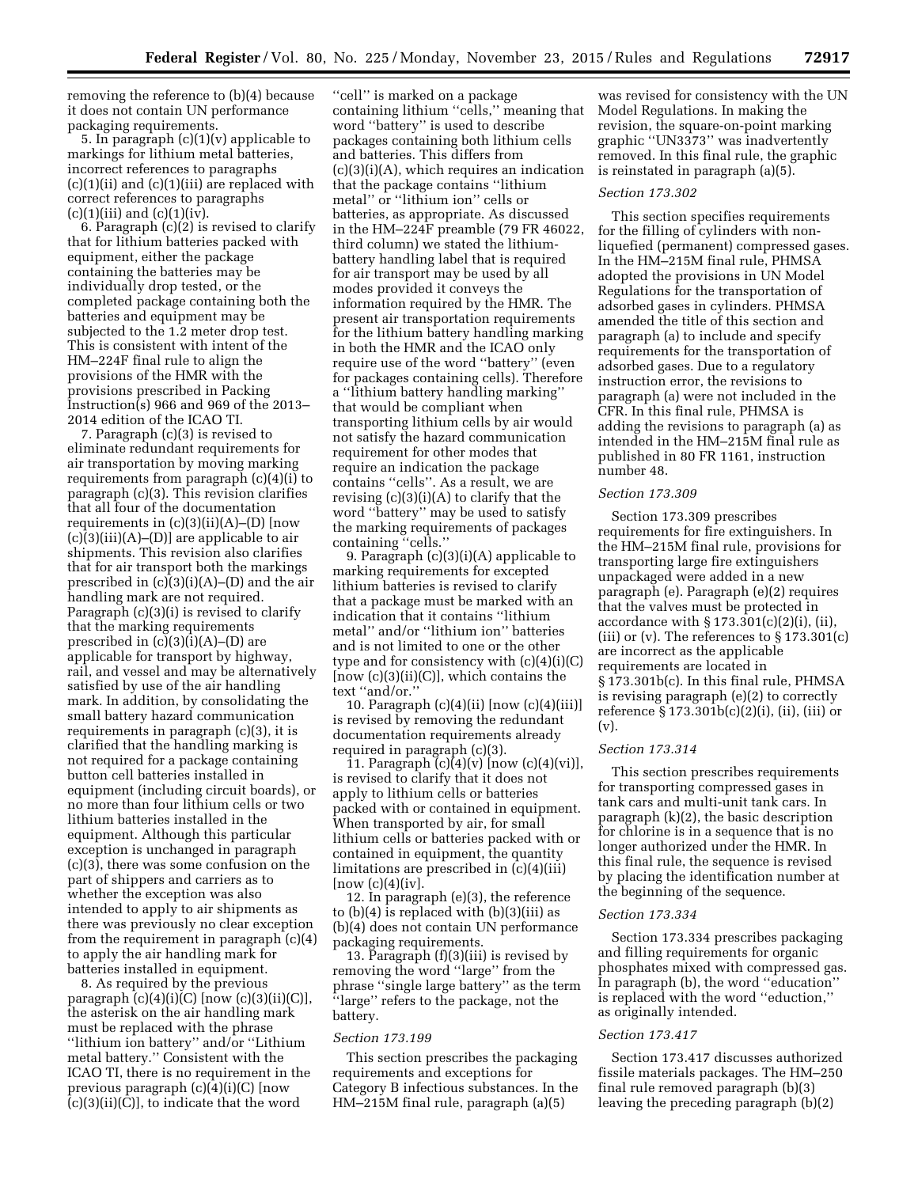removing the reference to (b)(4) because it does not contain UN performance packaging requirements.

5. In paragraph (c)(1)(v) applicable to markings for lithium metal batteries, incorrect references to paragraphs (c)(1)(ii) and (c)(1)(iii) are replaced with correct references to paragraphs (c)(1)(iii) and (c)(1)(iv).

6. Paragraph (c)(2) is revised to clarify that for lithium batteries packed with equipment, either the package containing the batteries may be individually drop tested, or the completed package containing both the batteries and equipment may be subjected to the 1.2 meter drop test. This is consistent with intent of the HM–224F final rule to align the provisions of the HMR with the provisions prescribed in Packing Instruction(s) 966 and 969 of the 2013–2014 edition of the ICAO TI.

7. Paragraph (c)(3) is revised to eliminate redundant requirements for air transportation by moving marking requirements from paragraph (c)(4)(i) to paragraph (c)(3). This revision clarifies that all four of the documentation requirements in (c)(3)(ii)(A)–(D) [now (c)(3)(iii)(A)–(D)] are applicable to air shipments. This revision also clarifies that for air transport both the markings prescribed in (c)(3)(i)(A)–(D) and the air handling mark are not required. Paragraph (c)(3)(i) is revised to clarify that the marking requirements prescribed in (c)(3)(i)(A)–(D) are applicable for transport by highway, rail, and vessel and may be alternatively satisfied by use of the air handling mark. In addition, by consolidating the small battery hazard communication requirements in paragraph (c)(3), it is clarified that the handling marking is not required for a package containing button cell batteries installed in equipment (including circuit boards), or no more than four lithium cells or two lithium batteries installed in the equipment. Although this particular exception is unchanged in paragraph (c)(3), there was some confusion on the part of shippers and carriers as to whether the exception was also intended to apply to air shipments as there was previously no clear exception from the requirement in paragraph (c)(4) to apply the air handling mark for batteries installed in equipment.

8. As required by the previous paragraph (c)(4)(i)(C) [now (c)(3)(ii)(C)], the asterisk on the air handling mark must be replaced with the phrase "lithium ion battery" and/or "Lithium metal battery." Consistent with the ICAO TI, there is no requirement in the previous paragraph (c)(4)(i)(C) [now (c)(3)(ii)(C)], to indicate that the word "cell" is marked on a package containing lithium "cells," meaning that word "battery" is used to describe packages containing both lithium cells and batteries. This differs from (c)(3)(i)(A), which requires an indication that the package contains "lithium metal" or "lithium ion" cells or batteries, as appropriate. As discussed in the HM–224F preamble (79 FR 46022, third column) we stated the lithium-battery handling label that is required for air transport may be used by all modes provided it conveys the information required by the HMR. The present air transportation requirements for the lithium battery handling marking in both the HMR and the ICAO only require use of the word "battery" (even for packages containing cells). Therefore a "lithium battery handling marking" that would be compliant when transporting lithium cells by air would not satisfy the hazard communication requirement for other modes that require an indication the package contains "cells". As a result, we are revising (c)(3)(i)(A) to clarify that the word "battery" may be used to satisfy the marking requirements of packages containing "cells."

9. Paragraph (c)(3)(i)(A) applicable to marking requirements for excepted lithium batteries is revised to clarify that a package must be marked with an indication that it contains "lithium metal" and/or "lithium ion" batteries and is not limited to one or the other type and for consistency with (c)(4)(i)(C) [now (c)(3)(ii)(C)], which contains the text "and/or."

10. Paragraph (c)(4)(ii) [now (c)(4)(iii)] is revised by removing the redundant documentation requirements already required in paragraph (c)(3).

11. Paragraph (c)(4)(v) [now (c)(4)(vi)], is revised to clarify that it does not apply to lithium cells or batteries packed with or contained in equipment. When transported by air, for small lithium cells or batteries packed with or contained in equipment, the quantity limitations are prescribed in (c)(4)(iii) [now (c)(4)(iv)].

12. In paragraph (e)(3), the reference to (b)(4) is replaced with (b)(3)(iii) as (b)(4) does not contain UN performance packaging requirements.

13. Paragraph (f)(3)(iii) is revised by removing the word "large" from the phrase "single large battery" as the term "large" refers to the package, not the battery.

*Section 173.199*

This section prescribes the packaging requirements and exceptions for Category B infectious substances. In the HM–215M final rule, paragraph (a)(5) was revised for consistency with the UN Model Regulations. In making the revision, the square-on-point marking graphic "UN3373" was inadvertently removed. In this final rule, the graphic is reinstated in paragraph (a)(5).

*Section 173.302*

This section specifies requirements for the filling of cylinders with non-liquefied (permanent) compressed gases. In the HM–215M final rule, PHMSA adopted the provisions in UN Model Regulations for the transportation of adsorbed gases in cylinders. PHMSA amended the title of this section and paragraph (a) to include and specify requirements for the transportation of adsorbed gases. Due to a regulatory instruction error, the revisions to paragraph (a) were not included in the CFR. In this final rule, PHMSA is adding the revisions to paragraph (a) as intended in the HM–215M final rule as published in 80 FR 1161, instruction number 48.

*Section 173.309*

Section 173.309 prescribes requirements for fire extinguishers. In the HM–215M final rule, provisions for transporting large fire extinguishers unpackaged were added in a new paragraph (e). Paragraph (e)(2) requires that the valves must be protected in accordance with § 173.301(c)(2)(i), (ii), (iii) or (v). The references to § 173.301(c) are incorrect as the applicable requirements are located in § 173.301b(c). In this final rule, PHMSA is revising paragraph (e)(2) to correctly reference § 173.301b(c)(2)(i), (ii), (iii) or (v).

*Section 173.314*

This section prescribes requirements for transporting compressed gases in tank cars and multi-unit tank cars. In paragraph (k)(2), the basic description for chlorine is in a sequence that is no longer authorized under the HMR. In this final rule, the sequence is revised by placing the identification number at the beginning of the sequence.

*Section 173.334*

Section 173.334 prescribes packaging and filling requirements for organic phosphates mixed with compressed gas. In paragraph (b), the word "education" is replaced with the word "eduction," as originally intended.

*Section 173.417*

Section 173.417 discusses authorized fissile materials packages. The HM–250 final rule removed paragraph (b)(3) leaving the preceding paragraph (b)(2)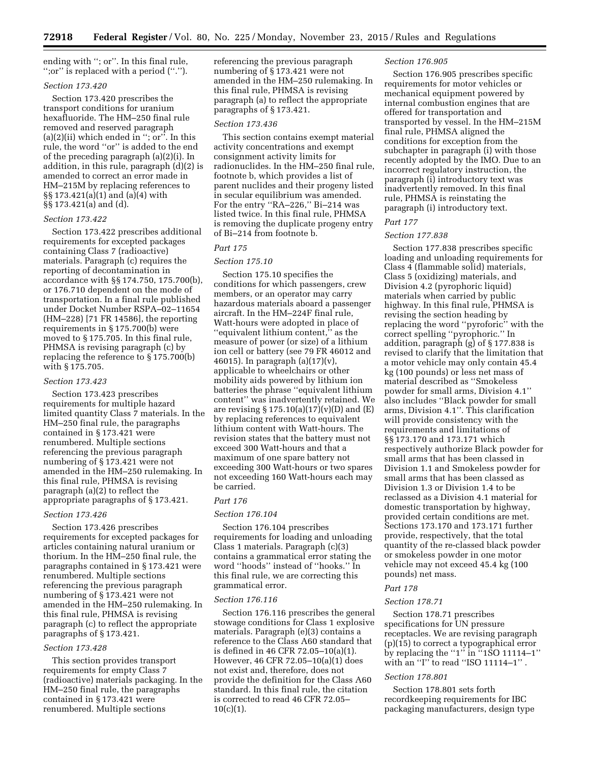ending with ''; or''. In this final rule, '';or'' is replaced with a period (''.'').

*Section 173.420*

Section 173.420 prescribes the transport conditions for uranium hexafluoride. The HM–250 final rule removed and reserved paragraph (a)(2)(ii) which ended in ''; or''. In this rule, the word ''or'' is added to the end of the preceding paragraph (a)(2)(i). In addition, in this rule, paragraph (d)(2) is amended to correct an error made in HM–215M by replacing references to §§ 173.421(a)(1) and (a)(4) with §§ 173.421(a) and (d).

*Section 173.422*

Section 173.422 prescribes additional requirements for excepted packages containing Class 7 (radioactive) materials. Paragraph (c) requires the reporting of decontamination in accordance with §§ 174.750, 175.700(b), or 176.710 dependent on the mode of transportation. In a final rule published under Docket Number RSPA–02–11654 (HM–228) [71 FR 14586], the reporting requirements in § 175.700(b) were moved to § 175.705. In this final rule, PHMSA is revising paragraph (c) by replacing the reference to § 175.700(b) with § 175.705.

*Section 173.423*

Section 173.423 prescribes requirements for multiple hazard limited quantity Class 7 materials. In the HM–250 final rule, the paragraphs contained in § 173.421 were renumbered. Multiple sections referencing the previous paragraph numbering of § 173.421 were not amended in the HM–250 rulemaking. In this final rule, PHMSA is revising paragraph (a)(2) to reflect the appropriate paragraphs of § 173.421.

*Section 173.426*

Section 173.426 prescribes requirements for excepted packages for articles containing natural uranium or thorium. In the HM–250 final rule, the paragraphs contained in § 173.421 were renumbered. Multiple sections referencing the previous paragraph numbering of § 173.421 were not amended in the HM–250 rulemaking. In this final rule, PHMSA is revising paragraph (c) to reflect the appropriate paragraphs of § 173.421.

*Section 173.428*

This section provides transport requirements for empty Class 7 (radioactive) materials packaging. In the HM–250 final rule, the paragraphs contained in § 173.421 were renumbered. Multiple sections referencing the previous paragraph numbering of § 173.421 were not amended in the HM–250 rulemaking. In this final rule, PHMSA is revising paragraph (a) to reflect the appropriate paragraphs of § 173.421.

*Section 173.436*

This section contains exempt material activity concentrations and exempt consignment activity limits for radionuclides. In the HM–250 final rule, footnote b, which provides a list of parent nuclides and their progeny listed in secular equilibrium was amended. For the entry ''RA–226,'' Bi–214 was listed twice. In this final rule, PHMSA is removing the duplicate progeny entry of Bi–214 from footnote b.

*Part 175*

*Section 175.10*

Section 175.10 specifies the conditions for which passengers, crew members, or an operator may carry hazardous materials aboard a passenger aircraft. In the HM–224F final rule, Watt-hours were adopted in place of ''equivalent lithium content,'' as the measure of power (or size) of a lithium ion cell or battery (see 79 FR 46012 and 46015). In paragraph (a)(17)(v), applicable to wheelchairs or other mobility aids powered by lithium ion batteries the phrase ''equivalent lithium content'' was inadvertently retained. We are revising § 175.10(a)(17)(v)(D) and (E) by replacing references to equivalent lithium content with Watt-hours. The revision states that the battery must not exceed 300 Watt-hours and that a maximum of one spare battery not exceeding 300 Watt-hours or two spares not exceeding 160 Watt-hours each may be carried.

*Part 176*

*Section 176.104*

Section 176.104 prescribes requirements for loading and unloading Class 1 materials. Paragraph (c)(3) contains a grammatical error stating the word ''hoods'' instead of ''hooks.'' In this final rule, we are correcting this grammatical error.

*Section 176.116*

Section 176.116 prescribes the general stowage conditions for Class 1 explosive materials. Paragraph (e)(3) contains a reference to the Class A60 standard that is defined in 46 CFR 72.05–10(a)(1). However, 46 CFR 72.05–10(a)(1) does not exist and, therefore, does not provide the definition for the Class A60 standard. In this final rule, the citation is corrected to read 46 CFR 72.05–10(c)(1).

*Section 176.905*

Section 176.905 prescribes specific requirements for motor vehicles or mechanical equipment powered by internal combustion engines that are offered for transportation and transported by vessel. In the HM–215M final rule, PHMSA aligned the conditions for exception from the subchapter in paragraph (i) with those recently adopted by the IMO. Due to an incorrect regulatory instruction, the paragraph (i) introductory text was inadvertently removed. In this final rule, PHMSA is reinstating the paragraph (i) introductory text.

*Part 177*

*Section 177.838*

Section 177.838 prescribes specific loading and unloading requirements for Class 4 (flammable solid) materials, Class 5 (oxidizing) materials, and Division 4.2 (pyrophoric liquid) materials when carried by public highway. In this final rule, PHMSA is revising the section heading by replacing the word ''pyroforic'' with the correct spelling ''pyrophoric.'' In addition, paragraph (g) of § 177.838 is revised to clarify that the limitation that a motor vehicle may only contain 45.4 kg (100 pounds) or less net mass of material described as ''Smokeless powder for small arms, Division 4.1'' also includes ''Black powder for small arms, Division 4.1''. This clarification will provide consistency with the requirements and limitations of §§ 173.170 and 173.171 which respectively authorize Black powder for small arms that has been classed in Division 1.1 and Smokeless powder for small arms that has been classed as Division 1.3 or Division 1.4 to be reclassed as a Division 4.1 material for domestic transportation by highway, provided certain conditions are met. Sections 173.170 and 173.171 further provide, respectively, that the total quantity of the re-classed black powder or smokeless powder in one motor vehicle may not exceed 45.4 kg (100 pounds) net mass.

*Part 178*

*Section 178.71*

Section 178.71 prescribes specifications for UN pressure receptacles. We are revising paragraph (p)(15) to correct a typographical error by replacing the ''1'' in ''1SO 11114–1'' with an ''I'' to read ''ISO 11114–1'' .

*Section 178.801*

Section 178.801 sets forth recordkeeping requirements for IBC packaging manufacturers, design type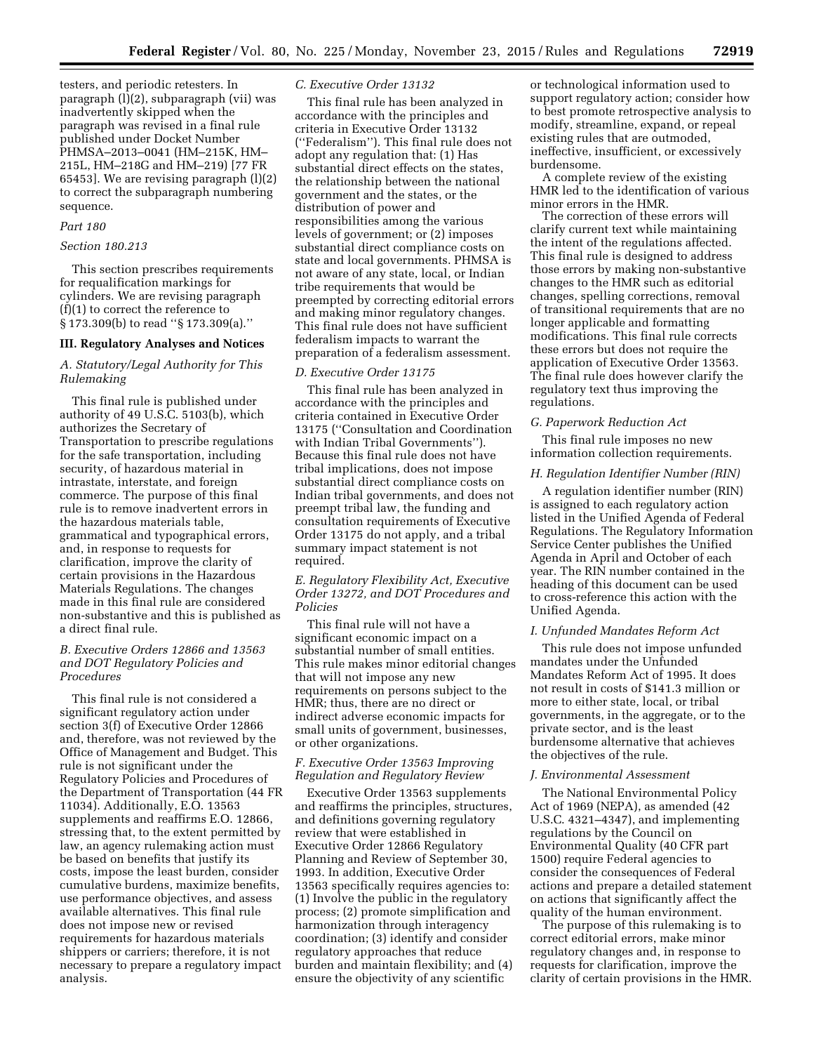testers, and periodic retesters. In paragraph (l)(2), subparagraph (vii) was inadvertently skipped when the paragraph was revised in a final rule published under Docket Number PHMSA–2013–0041 (HM–215K, HM–215L, HM–218G and HM–219) [77 FR 65453]. We are revising paragraph (l)(2) to correct the subparagraph numbering sequence.

*Part 180*

*Section 180.213*

This section prescribes requirements for requalification markings for cylinders. We are revising paragraph (f)(1) to correct the reference to § 173.309(b) to read ''§ 173.309(a).''

## III. Regulatory Analyses and Notices

### *A. Statutory/Legal Authority for This Rulemaking*

This final rule is published under authority of 49 U.S.C. 5103(b), which authorizes the Secretary of Transportation to prescribe regulations for the safe transportation, including security, of hazardous material in intrastate, interstate, and foreign commerce. The purpose of this final rule is to remove inadvertent errors in the hazardous materials table, grammatical and typographical errors, and, in response to requests for clarification, improve the clarity of certain provisions in the Hazardous Materials Regulations. The changes made in this final rule are considered non-substantive and this is published as a direct final rule.

### *B. Executive Orders 12866 and 13563 and DOT Regulatory Policies and Procedures*

This final rule is not considered a significant regulatory action under section 3(f) of Executive Order 12866 and, therefore, was not reviewed by the Office of Management and Budget. This rule is not significant under the Regulatory Policies and Procedures of the Department of Transportation (44 FR 11034). Additionally, E.O. 13563 supplements and reaffirms E.O. 12866, stressing that, to the extent permitted by law, an agency rulemaking action must be based on benefits that justify its costs, impose the least burden, consider cumulative burdens, maximize benefits, use performance objectives, and assess available alternatives. This final rule does not impose new or revised requirements for hazardous materials shippers or carriers; therefore, it is not necessary to prepare a regulatory impact analysis.

### *C. Executive Order 13132*

This final rule has been analyzed in accordance with the principles and criteria in Executive Order 13132 (''Federalism''). This final rule does not adopt any regulation that: (1) Has substantial direct effects on the states, the relationship between the national government and the states, or the distribution of power and responsibilities among the various levels of government; or (2) imposes substantial direct compliance costs on state and local governments. PHMSA is not aware of any state, local, or Indian tribe requirements that would be preempted by correcting editorial errors and making minor regulatory changes. This final rule does not have sufficient federalism impacts to warrant the preparation of a federalism assessment.

### *D. Executive Order 13175*

This final rule has been analyzed in accordance with the principles and criteria contained in Executive Order 13175 (''Consultation and Coordination with Indian Tribal Governments''). Because this final rule does not have tribal implications, does not impose substantial direct compliance costs on Indian tribal governments, and does not preempt tribal law, the funding and consultation requirements of Executive Order 13175 do not apply, and a tribal summary impact statement is not required.

### *E. Regulatory Flexibility Act, Executive Order 13272, and DOT Procedures and Policies*

This final rule will not have a significant economic impact on a substantial number of small entities. This rule makes minor editorial changes that will not impose any new requirements on persons subject to the HMR; thus, there are no direct or indirect adverse economic impacts for small units of government, businesses, or other organizations.

### *F. Executive Order 13563 Improving Regulation and Regulatory Review*

Executive Order 13563 supplements and reaffirms the principles, structures, and definitions governing regulatory review that were established in Executive Order 12866 Regulatory Planning and Review of September 30, 1993. In addition, Executive Order 13563 specifically requires agencies to: (1) Involve the public in the regulatory process; (2) promote simplification and harmonization through interagency coordination; (3) identify and consider regulatory approaches that reduce burden and maintain flexibility; and (4) ensure the objectivity of any scientific or technological information used to support regulatory action; consider how to best promote retrospective analysis to modify, streamline, expand, or repeal existing rules that are outmoded, ineffective, insufficient, or excessively burdensome.

A complete review of the existing HMR led to the identification of various minor errors in the HMR.

The correction of these errors will clarify current text while maintaining the intent of the regulations affected. This final rule is designed to address those errors by making non-substantive changes to the HMR such as editorial changes, spelling corrections, removal of transitional requirements that are no longer applicable and formatting modifications. This final rule corrects these errors but does not require the application of Executive Order 13563. The final rule does however clarify the regulatory text thus improving the regulations.

### *G. Paperwork Reduction Act*

This final rule imposes no new information collection requirements.

### *H. Regulation Identifier Number (RIN)*

A regulation identifier number (RIN) is assigned to each regulatory action listed in the Unified Agenda of Federal Regulations. The Regulatory Information Service Center publishes the Unified Agenda in April and October of each year. The RIN number contained in the heading of this document can be used to cross-reference this action with the Unified Agenda.

### *I. Unfunded Mandates Reform Act*

This rule does not impose unfunded mandates under the Unfunded Mandates Reform Act of 1995. It does not result in costs of $141.3 million or more to either state, local, or tribal governments, in the aggregate, or to the private sector, and is the least burdensome alternative that achieves the objectives of the rule.

### *J. Environmental Assessment*

The National Environmental Policy Act of 1969 (NEPA), as amended (42 U.S.C. 4321–4347), and implementing regulations by the Council on Environmental Quality (40 CFR part 1500) require Federal agencies to consider the consequences of Federal actions and prepare a detailed statement on actions that significantly affect the quality of the human environment.

The purpose of this rulemaking is to correct editorial errors, make minor regulatory changes and, in response to requests for clarification, improve the clarity of certain provisions in the HMR.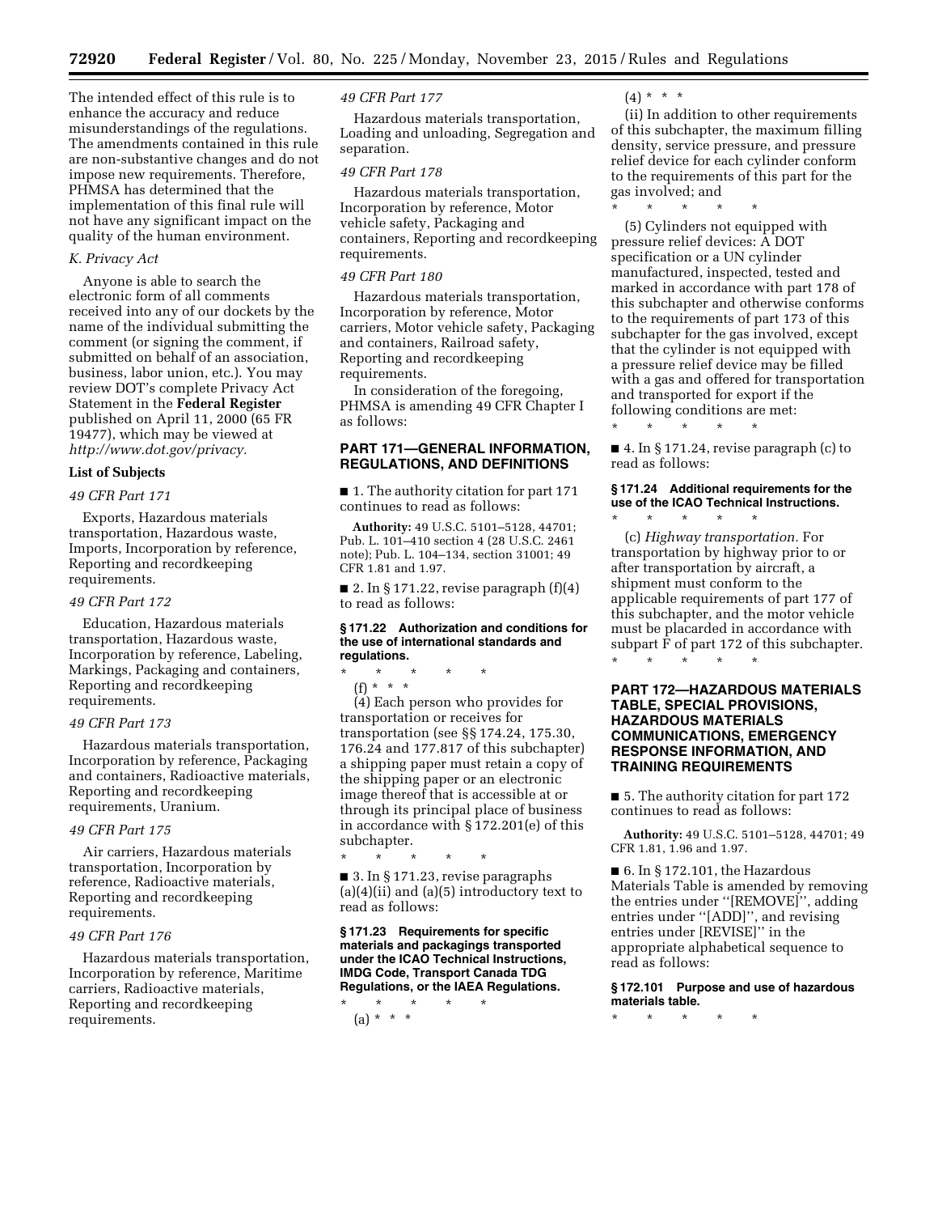The intended effect of this rule is to enhance the accuracy and reduce misunderstandings of the regulations. The amendments contained in this rule are non-substantive changes and do not impose new requirements. Therefore, PHMSA has determined that the implementation of this final rule will not have any significant impact on the quality of the human environment.

*K. Privacy Act*

Anyone is able to search the electronic form of all comments received into any of our dockets by the name of the individual submitting the comment (or signing the comment, if submitted on behalf of an association, business, labor union, etc.). You may review DOT's complete Privacy Act Statement in the **Federal Register** published on April 11, 2000 (65 FR 19477), which may be viewed at *http://www.dot.gov/privacy.*

**List of Subjects**

*49 CFR Part 171*

Exports, Hazardous materials transportation, Hazardous waste, Imports, Incorporation by reference, Reporting and recordkeeping requirements.

*49 CFR Part 172*

Education, Hazardous materials transportation, Hazardous waste, Incorporation by reference, Labeling, Markings, Packaging and containers, Reporting and recordkeeping requirements.

*49 CFR Part 173*

Hazardous materials transportation, Incorporation by reference, Packaging and containers, Radioactive materials, Reporting and recordkeeping requirements, Uranium.

*49 CFR Part 175*

Air carriers, Hazardous materials transportation, Incorporation by reference, Radioactive materials, Reporting and recordkeeping requirements.

*49 CFR Part 176*

Hazardous materials transportation, Incorporation by reference, Maritime carriers, Radioactive materials, Reporting and recordkeeping requirements.

*49 CFR Part 177*

Hazardous materials transportation, Loading and unloading, Segregation and separation.

*49 CFR Part 178*

Hazardous materials transportation, Incorporation by reference, Motor vehicle safety, Packaging and containers, Reporting and recordkeeping requirements.

*49 CFR Part 180*

Hazardous materials transportation, Incorporation by reference, Motor carriers, Motor vehicle safety, Packaging and containers, Railroad safety, Reporting and recordkeeping requirements.

In consideration of the foregoing, PHMSA is amending 49 CFR Chapter I as follows:

## PART 171—GENERAL INFORMATION, REGULATIONS, AND DEFINITIONS

■ 1. The authority citation for part 171 continues to read as follows:

**Authority:** 49 U.S.C. 5101–5128, 44701; Pub. L. 101–410 section 4 (28 U.S.C. 2461 note); Pub. L. 104–134, section 31001; 49 CFR 1.81 and 1.97.

■ 2. In § 171.22, revise paragraph (f)(4) to read as follows:

**§ 171.22 Authorization and conditions for the use of international standards and regulations.**

\* \* \* \* \*

(f) \* \* \*

(4) Each person who provides for transportation or receives for transportation (see §§ 174.24, 175.30, 176.24 and 177.817 of this subchapter) a shipping paper must retain a copy of the shipping paper or an electronic image thereof that is accessible at or through its principal place of business in accordance with § 172.201(e) of this subchapter.

\* \* \* \* \*

■ 3. In § 171.23, revise paragraphs (a)(4)(ii) and (a)(5) introductory text to read as follows:

**§ 171.23 Requirements for specific materials and packagings transported under the ICAO Technical Instructions, IMDG Code, Transport Canada TDG Regulations, or the IAEA Regulations.**

\* \* \* \* \*

(a) \* \* \*

(4) \* \* \*

(ii) In addition to other requirements of this subchapter, the maximum filling density, service pressure, and pressure relief device for each cylinder conform to the requirements of this part for the gas involved; and

\* \* \* \* \*

(5) Cylinders not equipped with pressure relief devices: A DOT specification or a UN cylinder manufactured, inspected, tested and marked in accordance with part 178 of this subchapter and otherwise conforms to the requirements of part 173 of this subchapter for the gas involved, except that the cylinder is not equipped with a pressure relief device may be filled with a gas and offered for transportation and transported for export if the following conditions are met:

\* \* \* \* \*

■ 4. In § 171.24, revise paragraph (c) to read as follows:

**§ 171.24 Additional requirements for the use of the ICAO Technical Instructions.**

\* \* \* \* \*

(c) *Highway transportation.* For transportation by highway prior to or after transportation by aircraft, a shipment must conform to the applicable requirements of part 177 of this subchapter, and the motor vehicle must be placarded in accordance with subpart F of part 172 of this subchapter.

\* \* \* \* \*

## PART 172—HAZARDOUS MATERIALS TABLE, SPECIAL PROVISIONS, HAZARDOUS MATERIALS COMMUNICATIONS, EMERGENCY RESPONSE INFORMATION, AND TRAINING REQUIREMENTS

■ 5. The authority citation for part 172 continues to read as follows:

**Authority:** 49 U.S.C. 5101–5128, 44701; 49 CFR 1.81, 1.96 and 1.97.

■ 6. In § 172.101, the Hazardous Materials Table is amended by removing the entries under ''[REMOVE]'', adding entries under ''[ADD]'', and revising entries under [REVISE]'' in the appropriate alphabetical sequence to read as follows:

**§ 172.101 Purpose and use of hazardous materials table.**

\* \* \* \* \*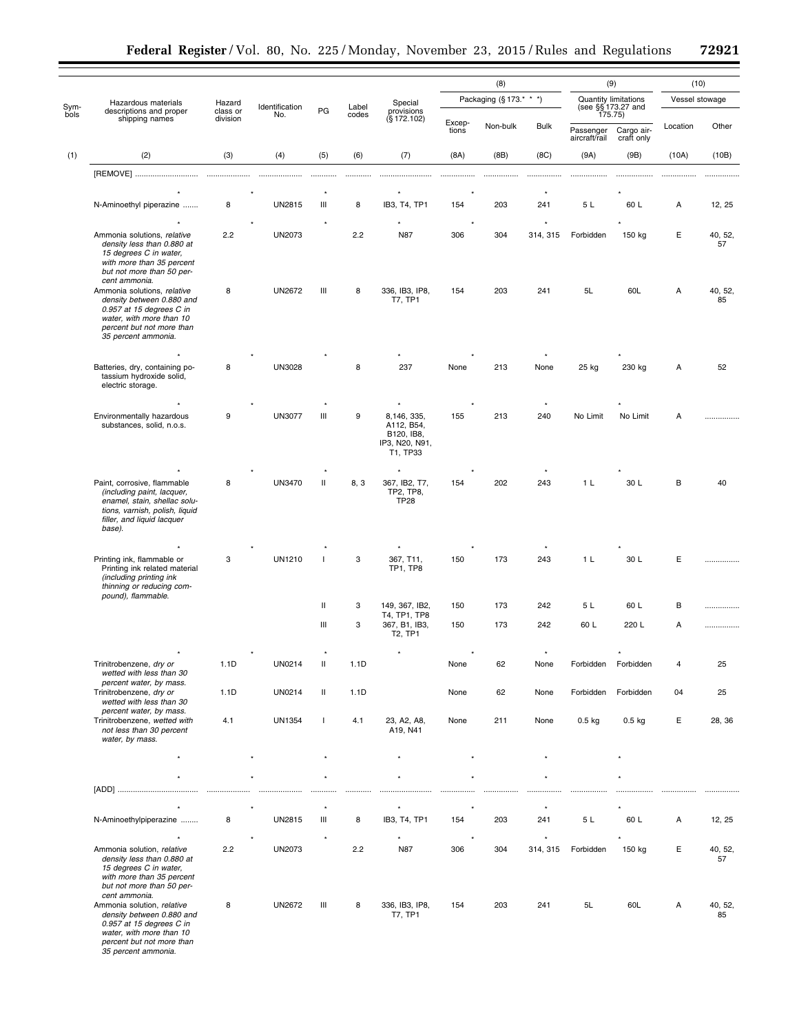| Symbols | Hazardous materials descriptions and proper shipping names | Hazard class or division | Identification No. | PG | Label codes | Special provisions (§ 172.102) | (8) Packaging (§ 173.* * *) | | | (9) Quantity limitations (see §§ 173.27 and 175.75) | | (10) Vessel stowage | |
|---|---|---|---|---|---|---|---|---|---|---|---|---|---|
| | | | | | | | Exceptions | Non-bulk | Bulk | Passenger aircraft/rail | Cargo aircraft only | Location | Other |
| (1) | (2) | (3) | (4) | (5) | (6) | (7) | (8A) | (8B) | (8C) | (9A) | (9B) | (10A) | (10B) |
| | [REMOVE] | | | | | | | | | | | | |
| | * | * | | * | | * | * | | * | | * | | |
| | N-Aminoethyl piperazine | 8 | UN2815 | III | 8 | IB3, T4, TP1 | 154 | 203 | 241 | 5 L | 60 L | A | 12, 25 |
| | * | * | | * | | * | * | | * | | * | | |
| | Ammonia solutions, *relative density less than 0.880 at 15 degrees C in water, with more than 35 percent but not more than 50 percent ammonia.* | 2.2 | UN2073 | | 2.2 | N87 | 306 | 304 | 314, 315 | Forbidden | 150 kg | E | 40, 52, 57 |
| | Ammonia solutions, *relative density between 0.880 and 0.957 at 15 degrees C in water, with more than 10 percent but not more than 35 percent ammonia.* | 8 | UN2672 | III | 8 | 336, IB3, IP8, T7, TP1 | 154 | 203 | 241 | 5L | 60L | A | 40, 52, 85 |
| | * | * | | * | | * | * | | * | | * | | |
| | Batteries, dry, containing potassium hydroxide solid, electric storage. | 8 | UN3028 | | 8 | 237 | None | 213 | None | 25 kg | 230 kg | A | 52 |
| | * | * | | * | | * | * | | * | | * | | |
| | Environmentally hazardous substances, solid, n.o.s. | 9 | UN3077 | III | 9 | 8,146, 335, A112, B54, B120, IB8, IP3, N20, N91, T1, TP33 | 155 | 213 | 240 | No Limit | No Limit | A | |
| | * | * | | * | | * | * | | * | | * | | |
| | Paint, corrosive, flammable *(including paint, lacquer, enamel, stain, shellac solutions, varnish, polish, liquid filler, and liquid lacquer base).* | 8 | UN3470 | II | 8, 3 | 367, IB2, T7, TP2, TP8, TP28 | 154 | 202 | 243 | 1 L | 30 L | B | 40 |
| | * | * | | * | | * | * | | * | | * | | |
| | Printing ink, flammable or Printing ink related material *(including printing ink thinning or reducing compound), flammable.* | 3 | UN1210 | I | 3 | 367, T11, TP1, TP8 | 150 | 173 | 243 | 1 L | 30 L | E | |
| | | | | II | 3 | 149, 367, IB2, T4, TP1, TP8 | 150 | 173 | 242 | 5 L | 60 L | B | |
| | | | | III | 3 | 367, B1, IB3, T2, TP1 | 150 | 173 | 242 | 60 L | 220 L | A | |
| | * | * | | * | | * | * | | * | | * | | |
| | Trinitrobenzene, *dry or wetted with less than 30 percent water, by mass.* | 1.1D | UN0214 | II | 1.1D | | None | 62 | None | Forbidden | Forbidden | 4 | 25 |
| | Trinitrobenzene, *dry or wetted with less than 30 percent water, by mass.* | 1.1D | UN0214 | II | 1.1D | | None | 62 | None | Forbidden | Forbidden | 04 | 25 |
| | Trinitrobenzene, *wetted with not less than 30 percent water, by mass.* | 4.1 | UN1354 | I | 4.1 | 23, A2, A8, A19, N41 | None | 211 | None | 0.5 kg | 0.5 kg | E | 28, 36 |
| | * | * | | * | | * | * | | * | | * | | |
| | * | * | | * | | * | * | | * | | * | | |
| | [ADD] | | | | | | | | | | | | |
| | * | * | | * | | * | * | | * | | * | | |
| | N-Aminoethylpiperazine | 8 | UN2815 | III | 8 | IB3, T4, TP1 | 154 | 203 | 241 | 5 L | 60 L | A | 12, 25 |
| | * | * | | * | | * | * | | * | | * | | |
| | Ammonia solution, *relative density less than 0.880 at 15 degrees C in water, with more than 35 percent but not more than 50 percent ammonia.* | 2.2 | UN2073 | | 2.2 | N87 | 306 | 304 | 314, 315 | Forbidden | 150 kg | E | 40, 52, 57 |
| | Ammonia solution, *relative density between 0.880 and 0.957 at 15 degrees C in water, with more than 10 percent but not more than 35 percent ammonia.* | 8 | UN2672 | III | 8 | 336, IB3, IP8, T7, TP1 | 154 | 203 | 241 | 5L | 60L | A | 40, 52, 85 |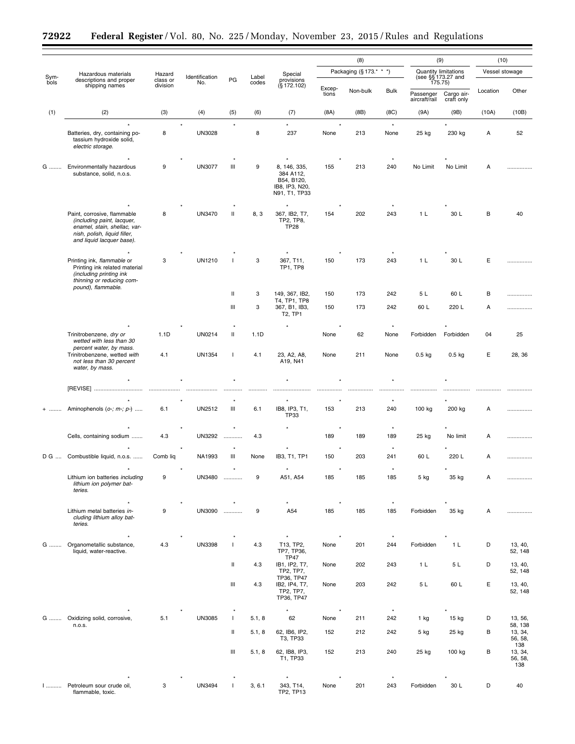| Symbols | Hazardous materials descriptions and proper shipping names | Hazard class or division | Identification No. | PG | Label codes | Special provisions (§ 172.102) | (8) Packaging (§ 173.* * *) | | | (9) Quantity limitations (see §§ 173.27 and 175.75) | | (10) Vessel stowage | |
|---|---|---|---|---|---|---|---|---|---|---|---|---|---|
| | | | | | | | Exceptions | Non-bulk | Bulk | Passenger aircraft/rail | Cargo aircraft only | Location | Other |
| (1) | (2) | (3) | (4) | (5) | (6) | (7) | (8A) | (8B) | (8C) | (9A) | (9B) | (10A) | (10B) |
| | * * * * * * * | | | | | | | | | | | | |
| | Batteries, dry, containing potassium hydroxide solid, *electric storage.* | 8 | UN3028 | | 8 | 237 | None | 213 | None | 25 kg | 230 kg | A | 52 |
| | * * * * * * * | | | | | | | | | | | | |
| G | Environmentally hazardous substance, solid, n.o.s. | 9 | UN3077 | III | 9 | 8, 146, 335, 384 A112, B54, B120, IB8, IP3, N20, N91, T1, TP33 | 155 | 213 | 240 | No Limit | No Limit | A | |
| | * * * * * * * | | | | | | | | | | | | |
| | Paint, corrosive, flammable *(including paint, lacquer, enamel, stain, shellac, varnish, polish, liquid filler, and liquid lacquer base).* | 8 | UN3470 | II | 8, 3 | 367, IB2, T7, TP2, TP8, TP28 | 154 | 202 | 243 | 1 L | 30 L | B | 40 |
| | * * * * * * * | | | | | | | | | | | | |
| | Printing ink, *flammable* or Printing ink related material *(including printing ink thinning or reducing compound), flammable.* | 3 | UN1210 | I | 3 | 367, T11, TP1, TP8 | 150 | 173 | 243 | 1 L | 30 L | E | |
| | | | | II | 3 | 149, 367, IB2, T4, TP1, TP8 | 150 | 173 | 242 | 5 L | 60 L | B | |
| | | | | III | 3 | 367, B1, IB3, T2, TP1 | 150 | 173 | 242 | 60 L | 220 L | A | |
| | * * * * * * * | | | | | | | | | | | | |
| | Trinitrobenzene, *dry or wetted with less than 30 percent water, by mass.* | 1.1D | UN0214 | II | 1.1D | | None | 62 | None | Forbidden | Forbidden | 04 | 25 |
| | Trinitrobenzene, wetted *with not less than 30 percent water, by mass.* | 4.1 | UN1354 | I | 4.1 | 23, A2, A8, A19, N41 | None | 211 | None | 0.5 kg | 0.5 kg | E | 28, 36 |
| | * * * * * * * | | | | | | | | | | | | |
| | [REVISE] | | | | | | | | | | | | |
| | * * * * * * * | | | | | | | | | | | | |
| + | Aminophenols (*o-; m-; p-*) | 6.1 | UN2512 | III | 6.1 | IB8, IP3, T1, TP33 | 153 | 213 | 240 | 100 kg | 200 kg | A | |
| | * * * * * * * | | | | | | | | | | | | |
| | Cells, containing sodium | 4.3 | UN3292 | | 4.3 | | 189 | 189 | 189 | 25 kg | No limit | A | |
| | * * * * * * * | | | | | | | | | | | | |
| D G | Combustible liquid, n.o.s. | Comb liq | NA1993 | III | None | IB3, T1, TP1 | 150 | 203 | 241 | 60 L | 220 L | A | |
| | * * * * * * * | | | | | | | | | | | | |
| | Lithium ion batteries *including lithium ion polymer batteries.* | 9 | UN3480 | | 9 | A51, A54 | 185 | 185 | 185 | 5 kg | 35 kg | A | |
| | * * * * * * * | | | | | | | | | | | | |
| | Lithium metal batteries *including lithium alloy batteries.* | 9 | UN3090 | | 9 | A54 | 185 | 185 | 185 | Forbidden | 35 kg | A | |
| | * * * * * * * | | | | | | | | | | | | |
| G | Organometallic substance, liquid, water-reactive. | 4.3 | UN3398 | I | 4.3 | T13, TP2, TP7, TP36, TP47 | None | 201 | 244 | Forbidden | 1 L | D | 13, 40, 52, 148 |
| | | | | II | 4.3 | IB1, IP2, T7, TP2, TP7, TP36, TP47 | None | 202 | 243 | 1 L | 5 L | D | 13, 40, 52, 148 |
| | | | | III | 4.3 | IB2, IP4, T7, TP2, TP7, TP36, TP47 | None | 203 | 242 | 5 L | 60 L | E | 13, 40, 52, 148 |
| | * * * * * * * | | | | | | | | | | | | |
| G | Oxidizing solid, corrosive, n.o.s. | 5.1 | UN3085 | I | 5.1, 8 | 62 | None | 211 | 242 | 1 kg | 15 kg | D | 13, 56, 58, 138 |
| | | | | II | 5.1, 8 | 62, IB6, IP2, T3, TP33 | 152 | 212 | 242 | 5 kg | 25 kg | B | 13, 34, 56, 58, 138 |
| | | | | III | 5.1, 8 | 62, IB8, IP3, T1, TP33 | 152 | 213 | 240 | 25 kg | 100 kg | B | 13, 34, 56, 58, 138 |
| | * * * * * * * | | | | | | | | | | | | |
| I | Petroleum sour crude oil, flammable, toxic. | 3 | UN3494 | I | 3, 6.1 | 343, T14, TP2, TP13 | None | 201 | 243 | Forbidden | 30 L | D | 40 |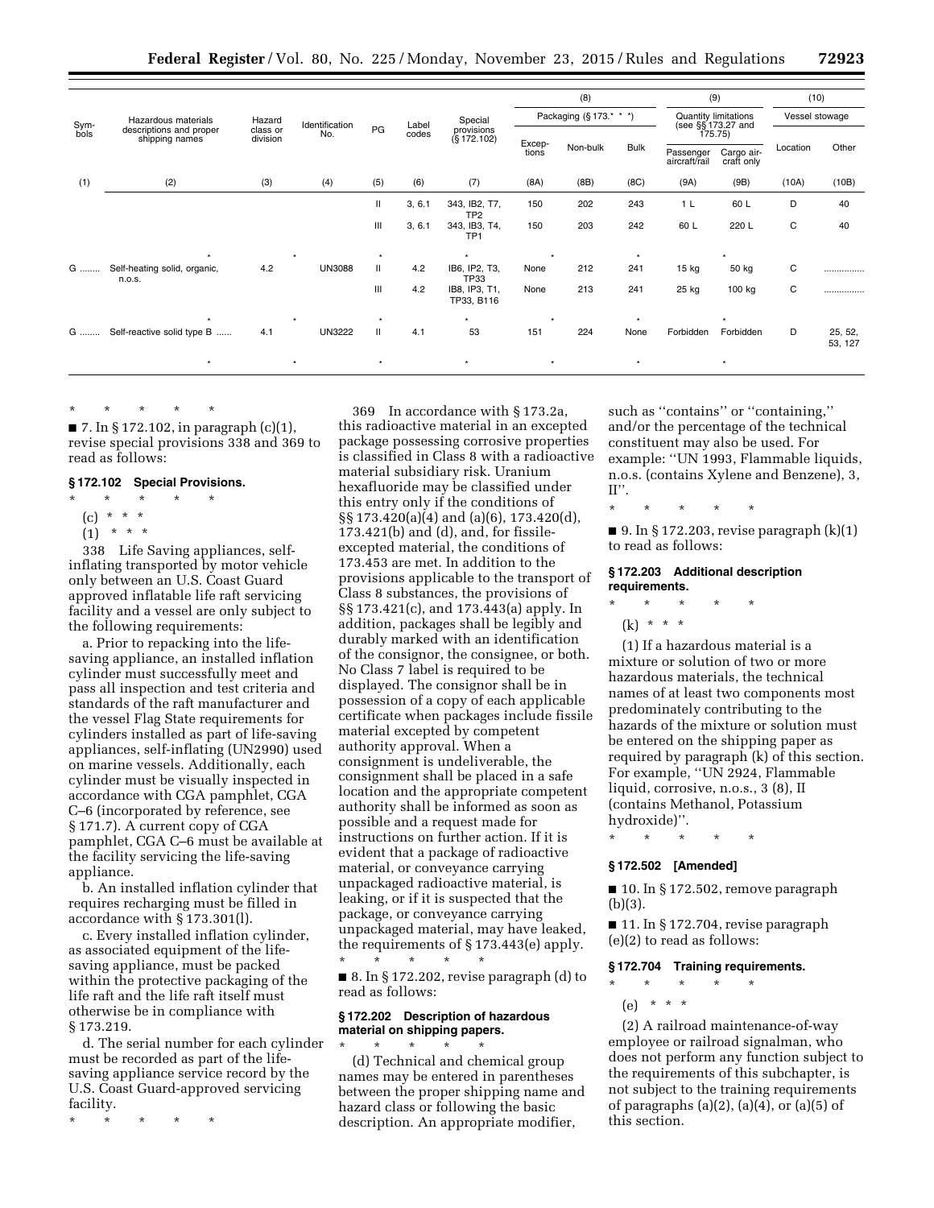| Symbols | Hazardous materials descriptions and proper shipping names | Hazard class or division | Identification No. | PG | Label codes | Special provisions (§ 172.102) | (8) Packaging (§ 173.* * *) | | | (9) Quantity limitations (see §§ 173.27 and 175.75) | | (10) Vessel stowage | |
|---|---|---|---|---|---|---|---|---|---|---|---|---|---|
| | | | | | | | Exceptions | Non-bulk | Bulk | Passenger aircraft/rail | Cargo aircraft only | Location | Other |
| (1) | (2) | (3) | (4) | (5) | (6) | (7) | (8A) | (8B) | (8C) | (9A) | (9B) | (10A) | (10B) |
| | | | | II | 3, 6.1 | 343, IB2, T7, TP2 | 150 | 202 | 243 | 1 L | 60 L | D | 40 |
| | | | | III | 3, 6.1 | 343, IB3, T4, TP1 | 150 | 203 | 242 | 60 L | 220 L | C | 40 |
| | * | * | | * | | * | * | | * | | * | | |
| G | Self-heating solid, organic, n.o.s. | 4.2 | UN3088 | II | 4.2 | IB6, IP2, T3, TP33 | None | 212 | 241 | 15 kg | 50 kg | C | |
| | | | | III | 4.2 | IB8, IP3, T1, TP33, B116 | None | 213 | 241 | 25 kg | 100 kg | C | |
| | * | * | | * | | * | * | | * | | * | | |
| G | Self-reactive solid type B | 4.1 | UN3222 | II | 4.1 | 53 | 151 | 224 | None | Forbidden | Forbidden | D | 25, 52, 53, 127 |
| | * | * | | * | | * | * | | * | | * | | |

\* \* \* \* \*

■ 7. In § 172.102, in paragraph (c)(1), revise special provisions 338 and 369 to read as follows:

### § 172.102 Special Provisions.

\* \* \* \* \*

(c) \* \* \*

(1) \* \* \*

338 Life Saving appliances, self-inflating transported by motor vehicle only between an U.S. Coast Guard approved inflatable life raft servicing facility and a vessel are only subject to the following requirements:

a. Prior to repacking into the life-saving appliance, an installed inflation cylinder must successfully meet and pass all inspection and test criteria and standards of the raft manufacturer and the vessel Flag State requirements for cylinders installed as part of life-saving appliances, self-inflating (UN2990) used on marine vessels. Additionally, each cylinder must be visually inspected in accordance with CGA pamphlet, CGA C–6 (incorporated by reference, see § 171.7). A current copy of CGA pamphlet, CGA C–6 must be available at the facility servicing the life-saving appliance.

b. An installed inflation cylinder that requires recharging must be filled in accordance with § 173.301(l).

c. Every installed inflation cylinder, as associated equipment of the life-saving appliance, must be packed within the protective packaging of the life raft and the life raft itself must otherwise be in compliance with § 173.219.

d. The serial number for each cylinder must be recorded as part of the life-saving appliance service record by the U.S. Coast Guard-approved servicing facility.

\* \* \* \* \*

369 In accordance with § 173.2a, this radioactive material in an excepted package possessing corrosive properties is classified in Class 8 with a radioactive material subsidiary risk. Uranium hexafluoride may be classified under this entry only if the conditions of §§ 173.420(a)(4) and (a)(6), 173.420(d), 173.421(b) and (d), and, for fissile-excepted material, the conditions of 173.453 are met. In addition to the provisions applicable to the transport of Class 8 substances, the provisions of §§ 173.421(c), and 173.443(a) apply. In addition, packages shall be legibly and durably marked with an identification of the consignor, the consignee, or both. No Class 7 label is required to be displayed. The consignor shall be in possession of a copy of each applicable certificate when packages include fissile material excepted by competent authority approval. When a consignment is undeliverable, the consignment shall be placed in a safe location and the appropriate competent authority shall be informed as soon as possible and a request made for instructions on further action. If it is evident that a package of radioactive material, or conveyance carrying unpackaged radioactive material, is leaking, or if it is suspected that the package, or conveyance carrying unpackaged material, may have leaked, the requirements of § 173.443(e) apply.

\* \* \* \* \*

■ 8. In § 172.202, revise paragraph (d) to read as follows:

### § 172.202 Description of hazardous material on shipping papers.

\* \* \* \* \*

(d) Technical and chemical group names may be entered in parentheses between the proper shipping name and hazard class or following the basic description. An appropriate modifier, such as ''contains'' or ''containing,'' and/or the percentage of the technical constituent may also be used. For example: ''UN 1993, Flammable liquids, n.o.s. (contains Xylene and Benzene), 3, II''.

\* \* \* \* \*

■ 9. In § 172.203, revise paragraph (k)(1) to read as follows:

### § 172.203 Additional description requirements.

\* \* \* \* \*

(k) \* \* \*

(1) If a hazardous material is a mixture or solution of two or more hazardous materials, the technical names of at least two components most predominately contributing to the hazards of the mixture or solution must be entered on the shipping paper as required by paragraph (k) of this section. For example, ''UN 2924, Flammable liquid, corrosive, n.o.s., 3 (8), II (contains Methanol, Potassium hydroxide)''.

\* \* \* \* \*

### § 172.502 [Amended]

■ 10. In § 172.502, remove paragraph (b)(3).

■ 11. In § 172.704, revise paragraph (e)(2) to read as follows:

### § 172.704 Training requirements.

\* \* \* \* \*

(e) \* \* \*

(2) A railroad maintenance-of-way employee or railroad signalman, who does not perform any function subject to the requirements of this subchapter, is not subject to the training requirements of paragraphs (a)(2), (a)(4), or (a)(5) of this section.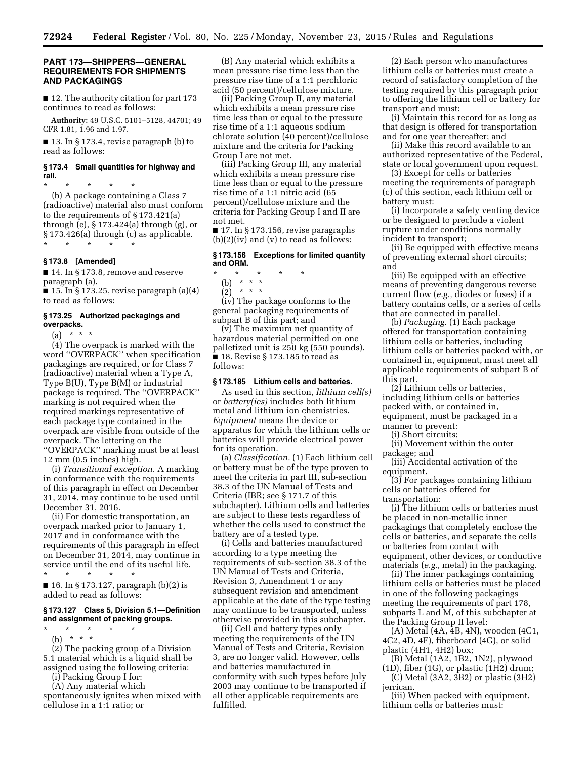## PART 173—SHIPPERS—GENERAL REQUIREMENTS FOR SHIPMENTS AND PACKAGINGS

■ 12. The authority citation for part 173 continues to read as follows:

**Authority:** 49 U.S.C. 5101–5128, 44701; 49 CFR 1.81, 1.96 and 1.97.

■ 13. In § 173.4, revise paragraph (b) to read as follows:

### § 173.4 Small quantities for highway and rail.

\* \* \* \* \*

(b) A package containing a Class 7 (radioactive) material also must conform to the requirements of § 173.421(a) through (e), § 173.424(a) through (g), or § 173.426(a) through (c) as applicable.

\* \* \* \* \*

### § 173.8 [Amended]

■ 14. In § 173.8, remove and reserve paragraph (a).

■ 15. In § 173.25, revise paragraph (a)(4) to read as follows:

### § 173.25 Authorized packagings and overpacks.

(a) \* \* \*

(4) The overpack is marked with the word ''OVERPACK'' when specification packagings are required, or for Class 7 (radioactive) material when a Type A, Type B(U), Type B(M) or industrial package is required. The ''OVERPACK'' marking is not required when the required markings representative of each package type contained in the overpack are visible from outside of the overpack. The lettering on the ''OVERPACK'' marking must be at least 12 mm (0.5 inches) high.

(i) *Transitional exception.* A marking in conformance with the requirements of this paragraph in effect on December 31, 2014, may continue to be used until December 31, 2016.

(ii) For domestic transportation, an overpack marked prior to January 1, 2017 and in conformance with the requirements of this paragraph in effect on December 31, 2014, may continue in service until the end of its useful life.

\* \* \* \* \*

■ 16. In § 173.127, paragraph (b)(2) is added to read as follows:

### § 173.127 Class 5, Division 5.1—Definition and assignment of packing groups.

\* \* \* \* \*

(b) \* \* \*

(2) The packing group of a Division 5.1 material which is a liquid shall be assigned using the following criteria:

(i) Packing Group I for:

(A) Any material which spontaneously ignites when mixed with cellulose in a 1:1 ratio; or

(B) Any material which exhibits a mean pressure rise time less than the pressure rise time of a 1:1 perchloric acid (50 percent)/cellulose mixture.

(ii) Packing Group II, any material which exhibits a mean pressure rise time less than or equal to the pressure rise time of a 1:1 aqueous sodium chlorate solution (40 percent)/cellulose mixture and the criteria for Packing Group I are not met.

(iii) Packing Group III, any material which exhibits a mean pressure rise time less than or equal to the pressure rise time of a 1:1 nitric acid (65 percent)/cellulose mixture and the criteria for Packing Group I and II are not met.

■ 17. In § 173.156, revise paragraphs (b)(2)(iv) and (v) to read as follows:

### § 173.156 Exceptions for limited quantity and ORM.

\* \* \* \* \*

(b) \* \* \*

(2) \* \* \*

(iv) The package conforms to the general packaging requirements of subpart B of this part; and

(v) The maximum net quantity of hazardous material permitted on one palletized unit is 250 kg (550 pounds).

■ 18. Revise § 173.185 to read as follows:

### § 173.185 Lithium cells and batteries.

As used in this section, *lithium cell(s)* or *battery(ies)* includes both lithium metal and lithium ion chemistries. *Equipment* means the device or apparatus for which the lithium cells or batteries will provide electrical power for its operation.

(a) *Classification.* (1) Each lithium cell or battery must be of the type proven to meet the criteria in part III, sub-section 38.3 of the UN Manual of Tests and Criteria (IBR; see § 171.7 of this subchapter). Lithium cells and batteries are subject to these tests regardless of whether the cells used to construct the battery are of a tested type.

(i) Cells and batteries manufactured according to a type meeting the requirements of sub-section 38.3 of the UN Manual of Tests and Criteria, Revision 3, Amendment 1 or any subsequent revision and amendment applicable at the date of the type testing may continue to be transported, unless otherwise provided in this subchapter.

(ii) Cell and battery types only meeting the requirements of the UN Manual of Tests and Criteria, Revision 3, are no longer valid. However, cells and batteries manufactured in conformity with such types before July 2003 may continue to be transported if all other applicable requirements are fulfilled.

(2) Each person who manufactures lithium cells or batteries must create a record of satisfactory completion of the testing required by this paragraph prior to offering the lithium cell or battery for transport and must:

(i) Maintain this record for as long as that design is offered for transportation and for one year thereafter; and

(ii) Make this record available to an authorized representative of the Federal, state or local government upon request.

(3) Except for cells or batteries meeting the requirements of paragraph (c) of this section, each lithium cell or battery must:

(i) Incorporate a safety venting device or be designed to preclude a violent rupture under conditions normally incident to transport;

(ii) Be equipped with effective means of preventing external short circuits; and

(iii) Be equipped with an effective means of preventing dangerous reverse current flow (*e.g.,* diodes or fuses) if a battery contains cells, or a series of cells that are connected in parallel.

(b) *Packaging.* (1) Each package offered for transportation containing lithium cells or batteries, including lithium cells or batteries packed with, or contained in, equipment, must meet all applicable requirements of subpart B of this part.

(2) Lithium cells or batteries, including lithium cells or batteries packed with, or contained in, equipment, must be packaged in a manner to prevent:

(i) Short circuits;

(ii) Movement within the outer package; and

(iii) Accidental activation of the equipment.

(3) For packages containing lithium cells or batteries offered for transportation:

(i) The lithium cells or batteries must be placed in non-metallic inner packagings that completely enclose the cells or batteries, and separate the cells or batteries from contact with equipment, other devices, or conductive materials (*e.g.,* metal) in the packaging.

(ii) The inner packagings containing lithium cells or batteries must be placed in one of the following packagings meeting the requirements of part 178, subparts L and M, of this subchapter at the Packing Group II level:

(A) Metal (4A, 4B, 4N), wooden (4C1, 4C2, 4D, 4F), fiberboard (4G), or solid plastic (4H1, 4H2) box;

(B) Metal (1A2, 1B2, 1N2), plywood (1D), fiber (1G), or plastic (1H2) drum;

(C) Metal (3A2, 3B2) or plastic (3H2) jerrican.

(iii) When packed with equipment, lithium cells or batteries must: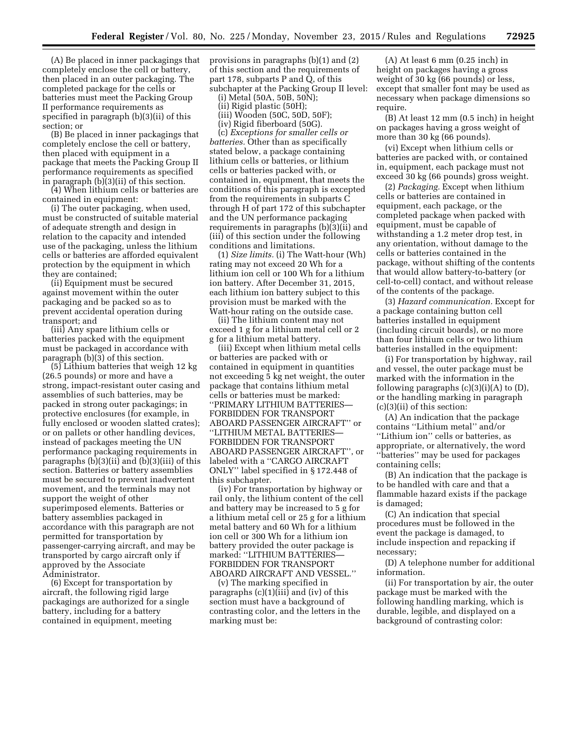(A) Be placed in inner packagings that completely enclose the cell or battery, then placed in an outer packaging. The completed package for the cells or batteries must meet the Packing Group II performance requirements as specified in paragraph (b)(3)(ii) of this section; or

(B) Be placed in inner packagings that completely enclose the cell or battery, then placed with equipment in a package that meets the Packing Group II performance requirements as specified in paragraph (b)(3)(ii) of this section.

(4) When lithium cells or batteries are contained in equipment:

(i) The outer packaging, when used, must be constructed of suitable material of adequate strength and design in relation to the capacity and intended use of the packaging, unless the lithium cells or batteries are afforded equivalent protection by the equipment in which they are contained;

(ii) Equipment must be secured against movement within the outer packaging and be packed so as to prevent accidental operation during transport; and

(iii) Any spare lithium cells or batteries packed with the equipment must be packaged in accordance with paragraph (b)(3) of this section.

(5) Lithium batteries that weigh 12 kg (26.5 pounds) or more and have a strong, impact-resistant outer casing and assemblies of such batteries, may be packed in strong outer packagings; in protective enclosures (for example, in fully enclosed or wooden slatted crates); or on pallets or other handling devices, instead of packages meeting the UN performance packaging requirements in paragraphs (b)(3)(ii) and (b)(3)(iii) of this section. Batteries or battery assemblies must be secured to prevent inadvertent movement, and the terminals may not support the weight of other superimposed elements. Batteries or battery assemblies packaged in accordance with this paragraph are not permitted for transportation by passenger-carrying aircraft, and may be transported by cargo aircraft only if approved by the Associate Administrator.

(6) Except for transportation by aircraft, the following rigid large packagings are authorized for a single battery, including for a battery contained in equipment, meeting provisions in paragraphs (b)(1) and (2) of this section and the requirements of part 178, subparts P and Q, of this subchapter at the Packing Group II level:

(i) Metal (50A, 50B, 50N);

(ii) Rigid plastic (50H);

(iii) Wooden (50C, 50D, 50F);

(iv) Rigid fiberboard (50G).

(c) *Exceptions for smaller cells or batteries.* Other than as specifically stated below, a package containing lithium cells or batteries, or lithium cells or batteries packed with, or contained in, equipment, that meets the conditions of this paragraph is excepted from the requirements in subparts C through H of part 172 of this subchapter and the UN performance packaging requirements in paragraphs (b)(3)(ii) and (iii) of this section under the following conditions and limitations.

(1) *Size limits.* (i) The Watt-hour (Wh) rating may not exceed 20 Wh for a lithium ion cell or 100 Wh for a lithium ion battery. After December 31, 2015, each lithium ion battery subject to this provision must be marked with the Watt-hour rating on the outside case.

(ii) The lithium content may not exceed 1 g for a lithium metal cell or 2 g for a lithium metal battery.

(iii) Except when lithium metal cells or batteries are packed with or contained in equipment in quantities not exceeding 5 kg net weight, the outer package that contains lithium metal cells or batteries must be marked: ''PRIMARY LITHIUM BATTERIES—FORBIDDEN FOR TRANSPORT ABOARD PASSENGER AIRCRAFT'' or ''LITHIUM METAL BATTERIES—FORBIDDEN FOR TRANSPORT ABOARD PASSENGER AIRCRAFT'', or labeled with a ''CARGO AIRCRAFT ONLY'' label specified in § 172.448 of this subchapter.

(iv) For transportation by highway or rail only, the lithium content of the cell and battery may be increased to 5 g for a lithium metal cell or 25 g for a lithium metal battery and 60 Wh for a lithium ion cell or 300 Wh for a lithium ion battery provided the outer package is marked: ''LITHIUM BATTERIES—FORBIDDEN FOR TRANSPORT ABOARD AIRCRAFT AND VESSEL.''

(v) The marking specified in paragraphs (c)(1)(iii) and (iv) of this section must have a background of contrasting color, and the letters in the marking must be:

(A) At least 6 mm (0.25 inch) in height on packages having a gross weight of 30 kg (66 pounds) or less, except that smaller font may be used as necessary when package dimensions so require.

(B) At least 12 mm (0.5 inch) in height on packages having a gross weight of more than 30 kg (66 pounds).

(vi) Except when lithium cells or batteries are packed with, or contained in, equipment, each package must not exceed 30 kg (66 pounds) gross weight.

(2) *Packaging.* Except when lithium cells or batteries are contained in equipment, each package, or the completed package when packed with equipment, must be capable of withstanding a 1.2 meter drop test, in any orientation, without damage to the cells or batteries contained in the package, without shifting of the contents that would allow battery-to-battery (or cell-to-cell) contact, and without release of the contents of the package.

(3) *Hazard communication.* Except for a package containing button cell batteries installed in equipment (including circuit boards), or no more than four lithium cells or two lithium batteries installed in the equipment:

(i) For transportation by highway, rail and vessel, the outer package must be marked with the information in the following paragraphs (c)(3)(i)(A) to (D), or the handling marking in paragraph (c)(3)(ii) of this section:

(A) An indication that the package contains ''Lithium metal'' and/or ''Lithium ion'' cells or batteries, as appropriate, or alternatively, the word ''batteries'' may be used for packages containing cells;

(B) An indication that the package is to be handled with care and that a flammable hazard exists if the package is damaged;

(C) An indication that special procedures must be followed in the event the package is damaged, to include inspection and repacking if necessary;

(D) A telephone number for additional information.

(ii) For transportation by air, the outer package must be marked with the following handling marking, which is durable, legible, and displayed on a background of contrasting color: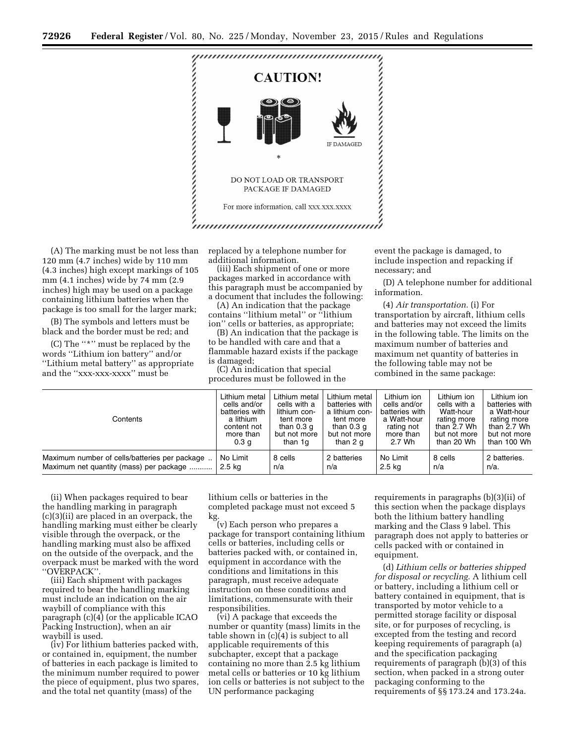CAUTION!

IF DAMAGED

*

DO NOT LOAD OR TRANSPORT PACKAGE IF DAMAGED

For more information, call xxx.xxx.xxxx

(A) The marking must be not less than 120 mm (4.7 inches) wide by 110 mm (4.3 inches) high except markings of 105 mm (4.1 inches) wide by 74 mm (2.9 inches) high may be used on a package containing lithium batteries when the package is too small for the larger mark;

(B) The symbols and letters must be black and the border must be red; and

(C) The ''*'' must be replaced by the words ''Lithium ion battery'' and/or ''Lithium metal battery'' as appropriate and the ''xxx-xxx-xxxx'' must be replaced by a telephone number for additional information.

(iii) Each shipment of one or more packages marked in accordance with this paragraph must be accompanied by a document that includes the following:

(A) An indication that the package contains ''lithium metal'' or ''lithium ion'' cells or batteries, as appropriate;

(B) An indication that the package is to be handled with care and that a flammable hazard exists if the package is damaged;

(C) An indication that special procedures must be followed in the event the package is damaged, to include inspection and repacking if necessary; and

(D) A telephone number for additional information.

(4) *Air transportation.* (i) For transportation by aircraft, lithium cells and batteries may not exceed the limits in the following table. The limits on the maximum number of batteries and maximum net quantity of batteries in the following table may not be combined in the same package:

| Contents | Lithium metal cells and/or batteries with a lithium content not more than 0.3 g | Lithium metal cells with a lithium content more than 0.3 g but not more than 1g | Lithium metal batteries with a lithium content more than 0.3 g but not more than 2 g | Lithium ion cells and/or batteries with a Watt-hour rating not more than 2.7 Wh | Lithium ion cells with a Watt-hour rating more than 2.7 Wh but not more than 20 Wh | Lithium ion batteries with a Watt-hour rating more than 2.7 Wh but not more than 100 Wh |
|---|---|---|---|---|---|---|
| Maximum number of cells/batteries per package | No Limit | 8 cells | 2 batteries | No Limit | 8 cells | 2 batteries. |
| Maximum net quantity (mass) per package | 2.5 kg | n/a | n/a | 2.5 kg | n/a | n/a. |

(ii) When packages required to bear the handling marking in paragraph (c)(3)(ii) are placed in an overpack, the handling marking must either be clearly visible through the overpack, or the handling marking must also be affixed on the outside of the overpack, and the overpack must be marked with the word ''OVERPACK''.

(iii) Each shipment with packages required to bear the handling marking must include an indication on the air waybill of compliance with this paragraph (c)(4) (or the applicable ICAO Packing Instruction), when an air waybill is used.

(iv) For lithium batteries packed with, or contained in, equipment, the number of batteries in each package is limited to the minimum number required to power the piece of equipment, plus two spares, and the total net quantity (mass) of the lithium cells or batteries in the completed package must not exceed 5 kg.

(v) Each person who prepares a package for transport containing lithium cells or batteries, including cells or batteries packed with, or contained in, equipment in accordance with the conditions and limitations in this paragraph, must receive adequate instruction on these conditions and limitations, commensurate with their responsibilities.

(vi) A package that exceeds the number or quantity (mass) limits in the table shown in (c)(4) is subject to all applicable requirements of this subchapter, except that a package containing no more than 2.5 kg lithium metal cells or batteries or 10 kg lithium ion cells or batteries is not subject to the UN performance packaging requirements in paragraphs (b)(3)(ii) of this section when the package displays both the lithium battery handling marking and the Class 9 label. This paragraph does not apply to batteries or cells packed with or contained in equipment.

(d) *Lithium cells or batteries shipped for disposal or recycling.* A lithium cell or battery, including a lithium cell or battery contained in equipment, that is transported by motor vehicle to a permitted storage facility or disposal site, or for purposes of recycling, is excepted from the testing and record keeping requirements of paragraph (a) and the specification packaging requirements of paragraph (b)(3) of this section, when packed in a strong outer packaging conforming to the requirements of §§ 173.24 and 173.24a.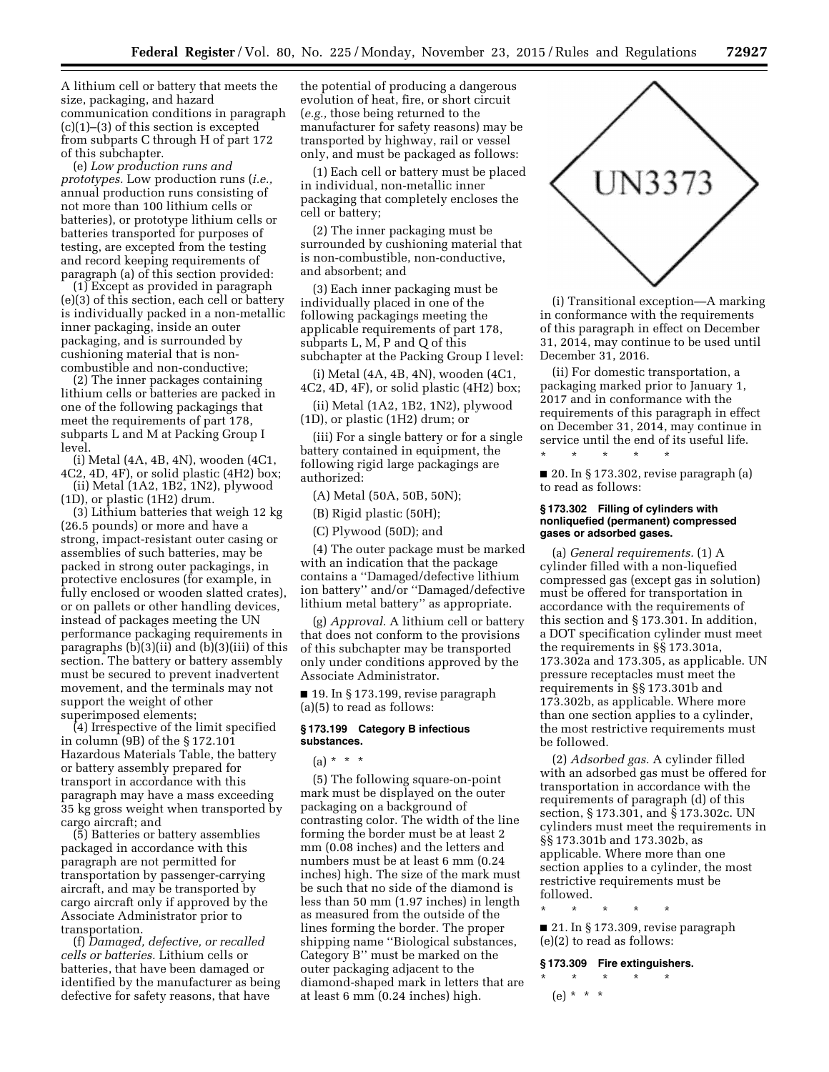A lithium cell or battery that meets the size, packaging, and hazard communication conditions in paragraph (c)(1)–(3) of this section is excepted from subparts C through H of part 172 of this subchapter.

(e) *Low production runs and prototypes.* Low production runs (*i.e.,* annual production runs consisting of not more than 100 lithium cells or batteries), or prototype lithium cells or batteries transported for purposes of testing, are excepted from the testing and record keeping requirements of paragraph (a) of this section provided:

(1) Except as provided in paragraph (e)(3) of this section, each cell or battery is individually packed in a non-metallic inner packaging, inside an outer packaging, and is surrounded by cushioning material that is non-combustible and non-conductive;

(2) The inner packages containing lithium cells or batteries are packed in one of the following packagings that meet the requirements of part 178, subparts L and M at Packing Group I level.

(i) Metal (4A, 4B, 4N), wooden (4C1, 4C2, 4D, 4F), or solid plastic (4H2) box;

(ii) Metal (1A2, 1B2, 1N2), plywood (1D), or plastic (1H2) drum.

(3) Lithium batteries that weigh 12 kg (26.5 pounds) or more and have a strong, impact-resistant outer casing or assemblies of such batteries, may be packed in strong outer packagings, in protective enclosures (for example, in fully enclosed or wooden slatted crates), or on pallets or other handling devices, instead of packages meeting the UN performance packaging requirements in paragraphs (b)(3)(ii) and (b)(3)(iii) of this section. The battery or battery assembly must be secured to prevent inadvertent movement, and the terminals may not support the weight of other superimposed elements;

(4) Irrespective of the limit specified in column (9B) of the § 172.101 Hazardous Materials Table, the battery or battery assembly prepared for transport in accordance with this paragraph may have a mass exceeding 35 kg gross weight when transported by cargo aircraft; and

(5) Batteries or battery assemblies packaged in accordance with this paragraph are not permitted for transportation by passenger-carrying aircraft, and may be transported by cargo aircraft only if approved by the Associate Administrator prior to transportation.

(f) *Damaged, defective, or recalled cells or batteries.* Lithium cells or batteries, that have been damaged or identified by the manufacturer as being defective for safety reasons, that have the potential of producing a dangerous evolution of heat, fire, or short circuit (*e.g.,* those being returned to the manufacturer for safety reasons) may be transported by highway, rail or vessel only, and must be packaged as follows:

(1) Each cell or battery must be placed in individual, non-metallic inner packaging that completely encloses the cell or battery;

(2) The inner packaging must be surrounded by cushioning material that is non-combustible, non-conductive, and absorbent; and

(3) Each inner packaging must be individually placed in one of the following packagings meeting the applicable requirements of part 178, subparts L, M, P and Q of this subchapter at the Packing Group I level:

(i) Metal (4A, 4B, 4N), wooden (4C1, 4C2, 4D, 4F), or solid plastic (4H2) box;

(ii) Metal (1A2, 1B2, 1N2), plywood (1D), or plastic (1H2) drum; or

(iii) For a single battery or for a single battery contained in equipment, the following rigid large packagings are authorized:

(A) Metal (50A, 50B, 50N);

(B) Rigid plastic (50H);

(C) Plywood (50D); and

(4) The outer package must be marked with an indication that the package contains a ''Damaged/defective lithium ion battery'' and/or ''Damaged/defective lithium metal battery'' as appropriate.

(g) *Approval.* A lithium cell or battery that does not conform to the provisions of this subchapter may be transported only under conditions approved by the Associate Administrator.

■ 19. In § 173.199, revise paragraph (a)(5) to read as follows:

**§ 173.199 Category B infectious substances.**

(a) * * *

(5) The following square-on-point mark must be displayed on the outer packaging on a background of contrasting color. The width of the line forming the border must be at least 2 mm (0.08 inches) and the letters and numbers must be at least 6 mm (0.24 inches) high. The size of the mark must be such that no side of the diamond is less than 50 mm (1.97 inches) in length as measured from the outside of the lines forming the border. The proper shipping name ''Biological substances, Category B'' must be marked on the outer packaging adjacent to the diamond-shaped mark in letters that are at least 6 mm (0.24 inches) high.

UN3373

(i) Transitional exception—A marking in conformance with the requirements of this paragraph in effect on December 31, 2014, may continue to be used until December 31, 2016.

(ii) For domestic transportation, a packaging marked prior to January 1, 2017 and in conformance with the requirements of this paragraph in effect on December 31, 2014, may continue in service until the end of its useful life.

\* \* \* \* \*

■ 20. In § 173.302, revise paragraph (a) to read as follows:

**§ 173.302 Filling of cylinders with nonliquefied (permanent) compressed gases or adsorbed gases.**

(a) *General requirements.* (1) A cylinder filled with a non-liquefied compressed gas (except gas in solution) must be offered for transportation in accordance with the requirements of this section and § 173.301. In addition, a DOT specification cylinder must meet the requirements in §§ 173.301a, 173.302a and 173.305, as applicable. UN pressure receptacles must meet the requirements in §§ 173.301b and 173.302b, as applicable. Where more than one section applies to a cylinder, the most restrictive requirements must be followed.

(2) *Adsorbed gas.* A cylinder filled with an adsorbed gas must be offered for transportation in accordance with the requirements of paragraph (d) of this section, § 173.301, and § 173.302c. UN cylinders must meet the requirements in §§ 173.301b and 173.302b, as applicable. Where more than one section applies to a cylinder, the most restrictive requirements must be followed.

\* \* \* \* \*

■ 21. In § 173.309, revise paragraph (e)(2) to read as follows:

**§ 173.309 Fire extinguishers.**

\* \* \* \* \*

(e) * * *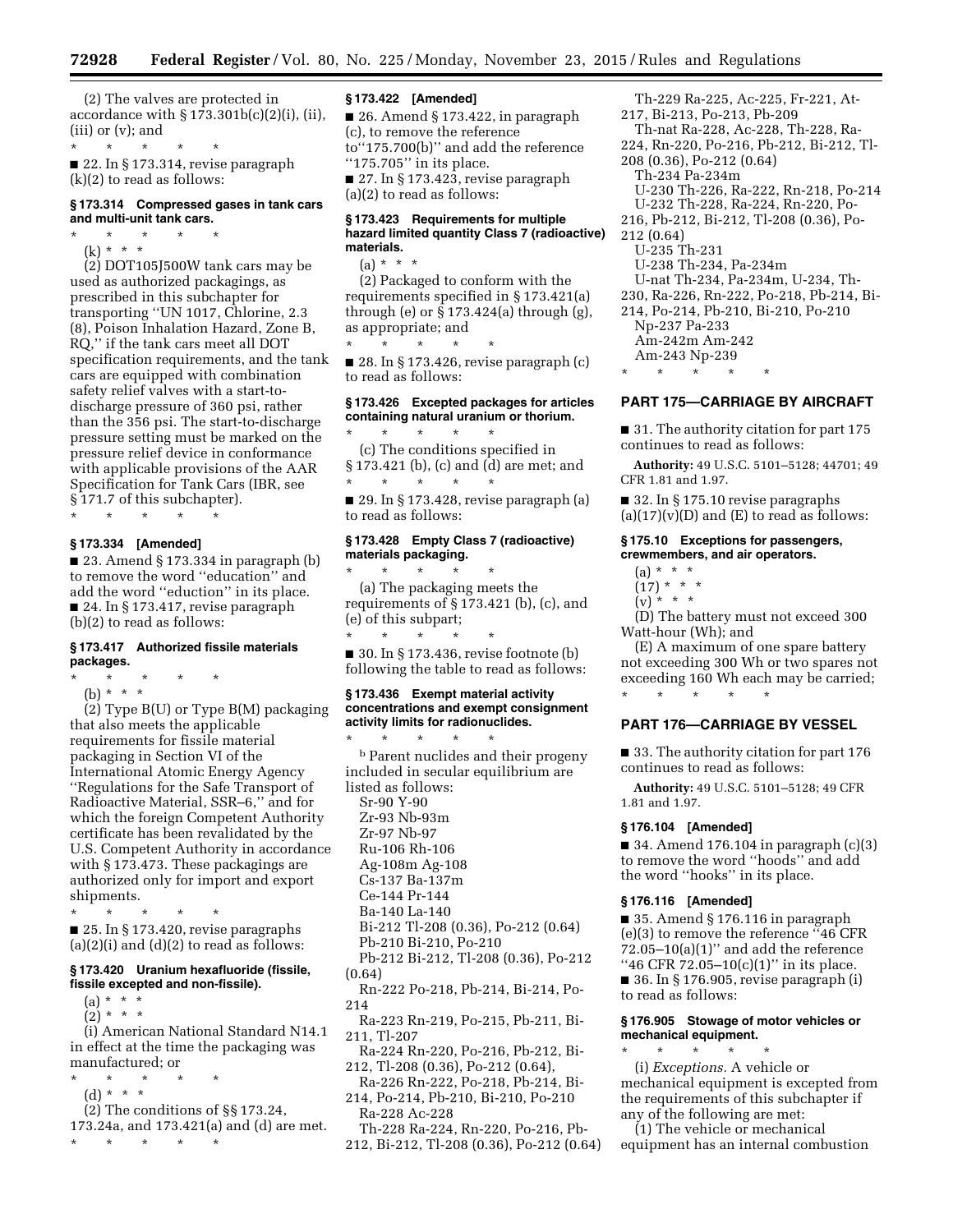(2) The valves are protected in accordance with § 173.301b(c)(2)(i), (ii), (iii) or (v); and

\* \* \* \* \*

■ 22. In § 173.314, revise paragraph (k)(2) to read as follows:

### § 173.314 Compressed gases in tank cars and multi-unit tank cars.

\* \* \* \* \*

(k) \* \* \*

(2) DOT105J500W tank cars may be used as authorized packagings, as prescribed in this subchapter for transporting ''UN 1017, Chlorine, 2.3 (8), Poison Inhalation Hazard, Zone B, RQ,'' if the tank cars meet all DOT specification requirements, and the tank cars are equipped with combination safety relief valves with a start-to-discharge pressure of 360 psi, rather than the 356 psi. The start-to-discharge pressure setting must be marked on the pressure relief device in conformance with applicable provisions of the AAR Specification for Tank Cars (IBR, see § 171.7 of this subchapter).

\* \* \* \* \*

### § 173.334 [Amended]

■ 23. Amend § 173.334 in paragraph (b) to remove the word ''education'' and add the word ''eduction'' in its place.

■ 24. In § 173.417, revise paragraph (b)(2) to read as follows:

### § 173.417 Authorized fissile materials packages.

\* \* \* \* \*

(b) \* \* \*

(2) Type B(U) or Type B(M) packaging that also meets the applicable requirements for fissile material packaging in Section VI of the International Atomic Energy Agency ''Regulations for the Safe Transport of Radioactive Material, SSR–6,'' and for which the foreign Competent Authority certificate has been revalidated by the U.S. Competent Authority in accordance with § 173.473. These packagings are authorized only for import and export shipments.

\* \* \* \* \*

■ 25. In § 173.420, revise paragraphs (a)(2)(i) and (d)(2) to read as follows:

### § 173.420 Uranium hexafluoride (fissile, fissile excepted and non-fissile).

(a) \* \* \*

(2) \* \* \*

(i) American National Standard N14.1 in effect at the time the packaging was manufactured; or

\* \* \* \* \*

(d) \* \* \*

(2) The conditions of §§ 173.24, 173.24a, and 173.421(a) and (d) are met.

\* \* \* \* \*

### § 173.422 [Amended]

■ 26. Amend § 173.422, in paragraph (c), to remove the reference to''175.700(b)'' and add the reference ''175.705'' in its place.

■ 27. In § 173.423, revise paragraph (a)(2) to read as follows:

### § 173.423 Requirements for multiple hazard limited quantity Class 7 (radioactive) materials.

(a) \* \* \*

(2) Packaged to conform with the requirements specified in § 173.421(a) through (e) or § 173.424(a) through (g), as appropriate; and

\* \* \* \* \*

■ 28. In § 173.426, revise paragraph (c) to read as follows:

### § 173.426 Excepted packages for articles containing natural uranium or thorium.

\* \* \* \* \*

(c) The conditions specified in § 173.421 (b), (c) and (d) are met; and

\* \* \* \* \*

■ 29. In § 173.428, revise paragraph (a) to read as follows:

### § 173.428 Empty Class 7 (radioactive) materials packaging.

\* \* \* \* \*

(a) The packaging meets the requirements of § 173.421 (b), (c), and (e) of this subpart;

\* \* \* \* \*

■ 30. In § 173.436, revise footnote (b) following the table to read as follows:

### § 173.436 Exempt material activity concentrations and exempt consignment activity limits for radionuclides.

\* \* \* \* \*

[b] Parent nuclides and their progeny included in secular equilibrium are listed as follows:

Sr-90 Y-90
Zr-93 Nb-93m
Zr-97 Nb-97
Ru-106 Rh-106
Ag-108m Ag-108
Cs-137 Ba-137m
Ce-144 Pr-144
Ba-140 La-140
Bi-212 Tl-208 (0.36), Po-212 (0.64)
Pb-210 Bi-210, Po-210
Pb-212 Bi-212, Tl-208 (0.36), Po-212 (0.64)
Rn-222 Po-218, Pb-214, Bi-214, Po-214
Ra-223 Rn-219, Po-215, Pb-211, Bi-211, Tl-207
Ra-224 Rn-220, Po-216, Pb-212, Bi-212, Tl-208 (0.36), Po-212 (0.64),
Ra-226 Rn-222, Po-218, Pb-214, Bi-214, Po-214, Pb-210, Bi-210, Po-210
Ra-228 Ac-228
Th-228 Ra-224, Rn-220, Po-216, Pb-212, Bi-212, Tl-208 (0.36), Po-212 (0.64)
Th-229 Ra-225, Ac-225, Fr-221, At-217, Bi-213, Po-213, Pb-209
Th-nat Ra-228, Ac-228, Th-228, Ra-224, Rn-220, Po-216, Pb-212, Bi-212, Tl-208 (0.36), Po-212 (0.64)
Th-234 Pa-234m
U-230 Th-226, Ra-222, Rn-218, Po-214
U-232 Th-228, Ra-224, Rn-220, Po-216, Pb-212, Bi-212, Tl-208 (0.36), Po-212 (0.64)
U-235 Th-231
U-238 Th-234, Pa-234m
U-nat Th-234, Pa-234m, U-234, Th-230, Ra-226, Rn-222, Po-218, Pb-214, Bi-214, Po-214, Pb-210, Bi-210, Po-210
Np-237 Pa-233
Am-242m Am-242
Am-243 Np-239

\* \* \* \* \*

## PART 175—CARRIAGE BY AIRCRAFT

■ 31. The authority citation for part 175 continues to read as follows:

**Authority:** 49 U.S.C. 5101–5128; 44701; 49 CFR 1.81 and 1.97.

■ 32. In § 175.10 revise paragraphs (a)(17)(v)(D) and (E) to read as follows:

### § 175.10 Exceptions for passengers, crewmembers, and air operators.

(a) \* \* \*

(17) \* \* \*

(v) \* \* \*

(D) The battery must not exceed 300 Watt-hour (Wh); and

(E) A maximum of one spare battery not exceeding 300 Wh or two spares not exceeding 160 Wh each may be carried;

\* \* \* \* \*

## PART 176—CARRIAGE BY VESSEL

■ 33. The authority citation for part 176 continues to read as follows:

**Authority:** 49 U.S.C. 5101–5128; 49 CFR 1.81 and 1.97.

### § 176.104 [Amended]

■ 34. Amend 176.104 in paragraph (c)(3) to remove the word ''hoods'' and add the word ''hooks'' in its place.

### § 176.116 [Amended]

■ 35. Amend § 176.116 in paragraph (e)(3) to remove the reference ''46 CFR 72.05–10(a)(1)'' and add the reference ''46 CFR 72.05–10(c)(1)'' in its place.

■ 36. In § 176.905, revise paragraph (i) to read as follows:

### § 176.905 Stowage of motor vehicles or mechanical equipment.

\* \* \* \* \*

(i) *Exceptions.* A vehicle or mechanical equipment is excepted from the requirements of this subchapter if any of the following are met:

(1) The vehicle or mechanical equipment has an internal combustion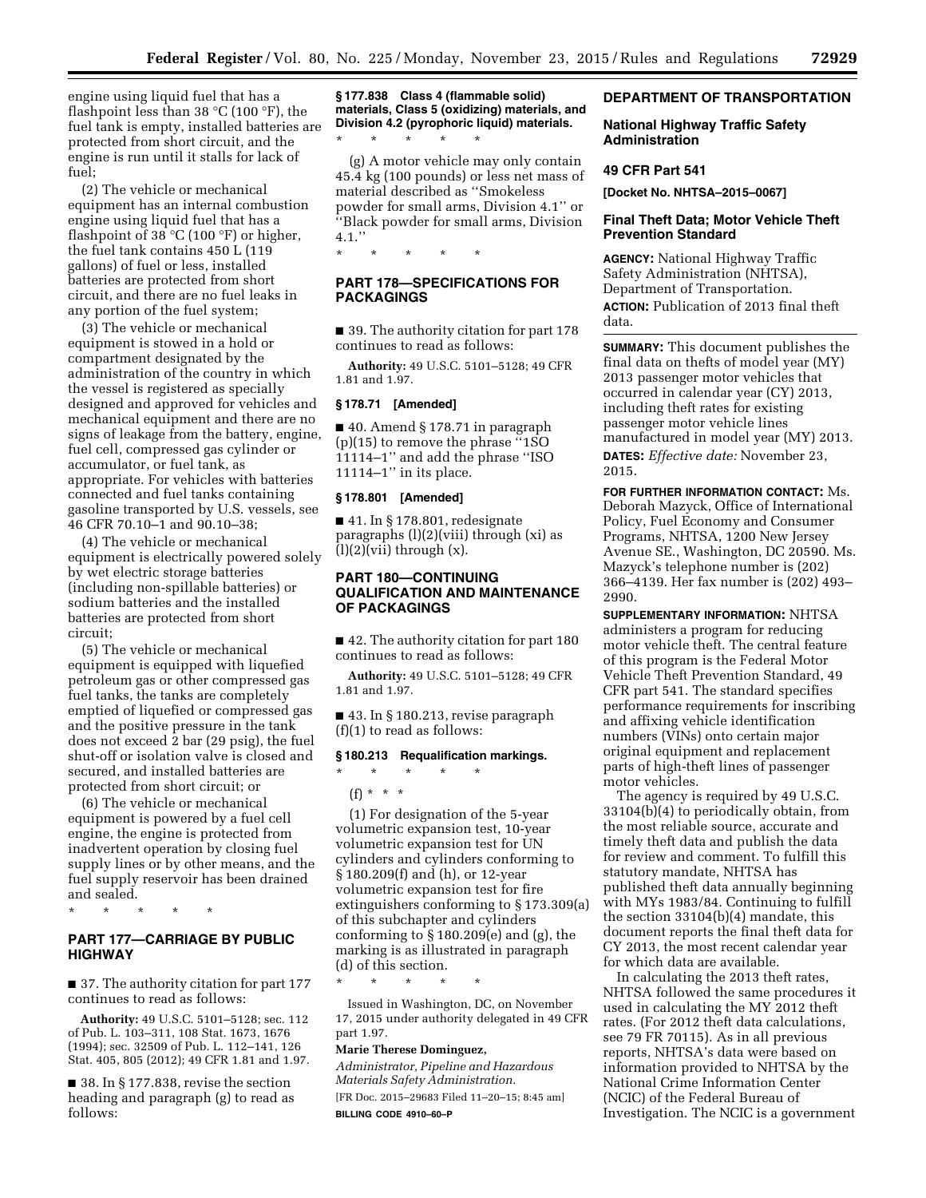engine using liquid fuel that has a flashpoint less than 38 °C (100 °F), the fuel tank is empty, installed batteries are protected from short circuit, and the engine is run until it stalls for lack of fuel;

(2) The vehicle or mechanical equipment has an internal combustion engine using liquid fuel that has a flashpoint of 38 °C (100 °F) or higher, the fuel tank contains 450 L (119 gallons) of fuel or less, installed batteries are protected from short circuit, and there are no fuel leaks in any portion of the fuel system;

(3) The vehicle or mechanical equipment is stowed in a hold or compartment designated by the administration of the country in which the vessel is registered as specially designed and approved for vehicles and mechanical equipment and there are no signs of leakage from the battery, engine, fuel cell, compressed gas cylinder or accumulator, or fuel tank, as appropriate. For vehicles with batteries connected and fuel tanks containing gasoline transported by U.S. vessels, see 46 CFR 70.10–1 and 90.10–38;

(4) The vehicle or mechanical equipment is electrically powered solely by wet electric storage batteries (including non-spillable batteries) or sodium batteries and the installed batteries are protected from short circuit;

(5) The vehicle or mechanical equipment is equipped with liquefied petroleum gas or other compressed gas fuel tanks, the tanks are completely emptied of liquefied or compressed gas and the positive pressure in the tank does not exceed 2 bar (29 psig), the fuel shut-off or isolation valve is closed and secured, and installed batteries are protected from short circuit; or

(6) The vehicle or mechanical equipment is powered by a fuel cell engine, the engine is protected from inadvertent operation by closing fuel supply lines or by other means, and the fuel supply reservoir has been drained and sealed.

\* \* \* \* \*

## PART 177—CARRIAGE BY PUBLIC HIGHWAY

■ 37. The authority citation for part 177 continues to read as follows:

**Authority:** 49 U.S.C. 5101–5128; sec. 112 of Pub. L. 103–311, 108 Stat. 1673, 1676 (1994); sec. 32509 of Pub. L. 112–141, 126 Stat. 405, 805 (2012); 49 CFR 1.81 and 1.97.

■ 38. In § 177.838, revise the section heading and paragraph (g) to read as follows:

### § 177.838 Class 4 (flammable solid) materials, Class 5 (oxidizing) materials, and Division 4.2 (pyrophoric liquid) materials.

\* \* \* \* \*

(g) A motor vehicle may only contain 45.4 kg (100 pounds) or less net mass of material described as ''Smokeless powder for small arms, Division 4.1'' or ''Black powder for small arms, Division 4.1.''

\* \* \* \* \*

## PART 178—SPECIFICATIONS FOR PACKAGINGS

■ 39. The authority citation for part 178 continues to read as follows:

**Authority:** 49 U.S.C. 5101–5128; 49 CFR 1.81 and 1.97.

### § 178.71 [Amended]

■ 40. Amend § 178.71 in paragraph (p)(15) to remove the phrase ''1SO 11114–1'' and add the phrase ''ISO 11114–1'' in its place.

### § 178.801 [Amended]

■ 41. In § 178.801, redesignate paragraphs (l)(2)(viii) through (xi) as (l)(2)(vii) through (x).

## PART 180—CONTINUING QUALIFICATION AND MAINTENANCE OF PACKAGINGS

■ 42. The authority citation for part 180 continues to read as follows:

**Authority:** 49 U.S.C. 5101–5128; 49 CFR 1.81 and 1.97.

■ 43. In § 180.213, revise paragraph (f)(1) to read as follows:

### § 180.213 Requalification markings.

\* \* \* \* \*

(f) \* \* \*

(1) For designation of the 5-year volumetric expansion test, 10-year volumetric expansion test for UN cylinders and cylinders conforming to § 180.209(f) and (h), or 12-year volumetric expansion test for fire extinguishers conforming to § 173.309(a) of this subchapter and cylinders conforming to § 180.209(e) and (g), the marking is as illustrated in paragraph (d) of this section.

\* \* \* \* \*

Issued in Washington, DC, on November 17, 2015 under authority delegated in 49 CFR part 1.97.

**Marie Therese Dominguez,**

*Administrator, Pipeline and Hazardous Materials Safety Administration.*

[FR Doc. 2015–29683 Filed 11–20–15; 8:45 am]

**BILLING CODE 4910–60–P**

## DEPARTMENT OF TRANSPORTATION

## National Highway Traffic Safety Administration

## 49 CFR Part 541

**[Docket No. NHTSA–2015–0067]**

## Final Theft Data; Motor Vehicle Theft Prevention Standard

**AGENCY:** National Highway Traffic Safety Administration (NHTSA), Department of Transportation.

**ACTION:** Publication of 2013 final theft data.

**SUMMARY:** This document publishes the final data on thefts of model year (MY) 2013 passenger motor vehicles that occurred in calendar year (CY) 2013, including theft rates for existing passenger motor vehicle lines manufactured in model year (MY) 2013.

**DATES:** *Effective date:* November 23, 2015.

**FOR FURTHER INFORMATION CONTACT:** Ms. Deborah Mazyck, Office of International Policy, Fuel Economy and Consumer Programs, NHTSA, 1200 New Jersey Avenue SE., Washington, DC 20590. Ms. Mazyck's telephone number is (202) 366–4139. Her fax number is (202) 493–2990.

**SUPPLEMENTARY INFORMATION:** NHTSA administers a program for reducing motor vehicle theft. The central feature of this program is the Federal Motor Vehicle Theft Prevention Standard, 49 CFR part 541. The standard specifies performance requirements for inscribing and affixing vehicle identification numbers (VINs) onto certain major original equipment and replacement parts of high-theft lines of passenger motor vehicles.

The agency is required by 49 U.S.C. 33104(b)(4) to periodically obtain, from the most reliable source, accurate and timely theft data and publish the data for review and comment. To fulfill this statutory mandate, NHTSA has published theft data annually beginning with MYs 1983/84. Continuing to fulfill the section 33104(b)(4) mandate, this document reports the final theft data for CY 2013, the most recent calendar year for which data are available.

In calculating the 2013 theft rates, NHTSA followed the same procedures it used in calculating the MY 2012 theft rates. (For 2012 theft data calculations, see 79 FR 70115). As in all previous reports, NHTSA's data were based on information provided to NHTSA by the National Crime Information Center (NCIC) of the Federal Bureau of Investigation. The NCIC is a government